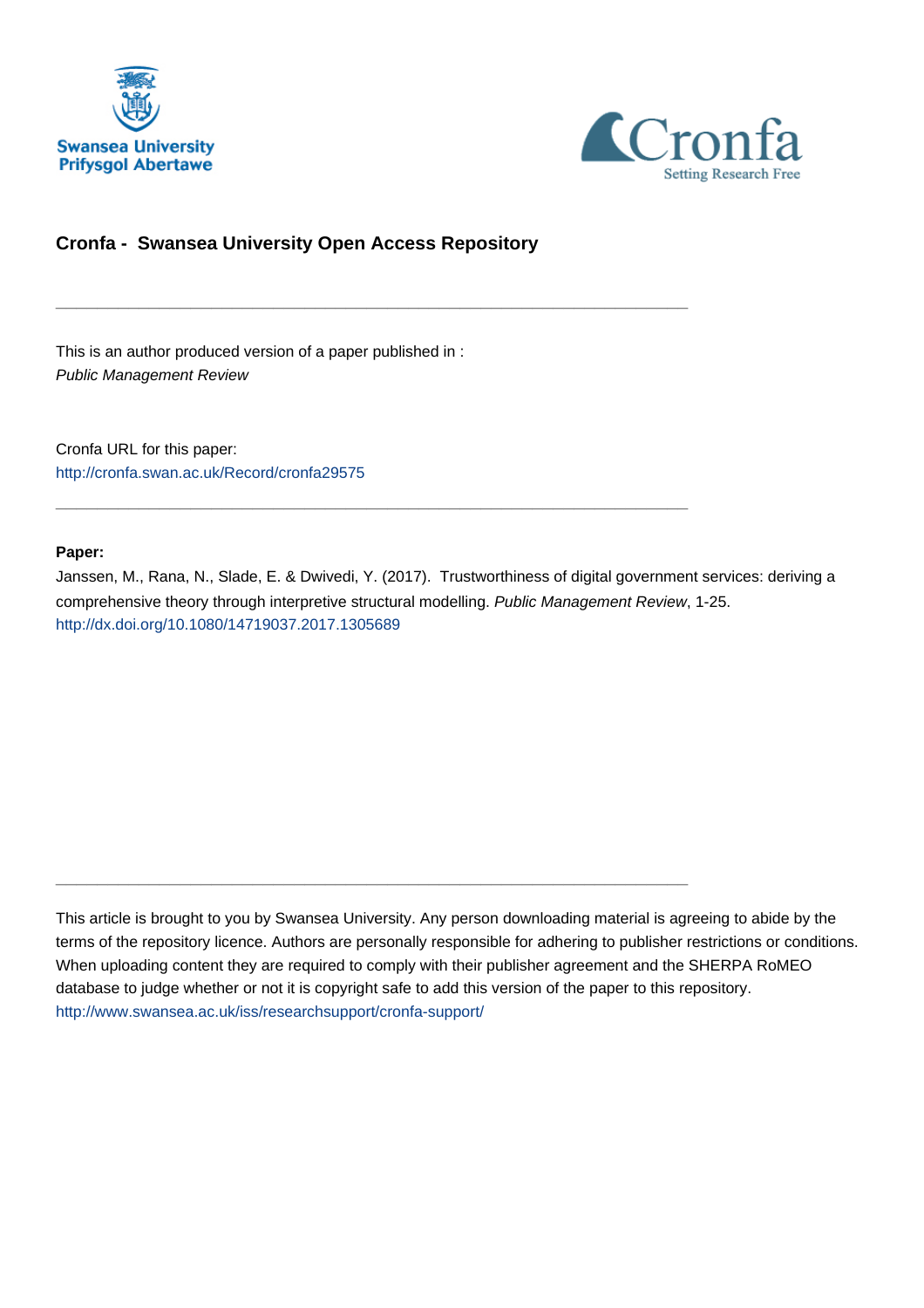Swansea University
Prifysgol Abertawe

Cronfa
Setting Research Free

## Cronfa - Swansea University Open Access Repository

---

This is an author produced version of a paper published in :
*Public Management Review*

Cronfa URL for this paper:
http://cronfa.swan.ac.uk/Record/cronfa29575

---

**Paper:**

Janssen, M., Rana, N., Slade, E. & Dwivedi, Y. (2017). Trustworthiness of digital government services: deriving a comprehensive theory through interpretive structural modelling. *Public Management Review*, 1-25.
http://dx.doi.org/10.1080/14719037.2017.1305689

---

This article is brought to you by Swansea University. Any person downloading material is agreeing to abide by the terms of the repository licence. Authors are personally responsible for adhering to publisher restrictions or conditions. When uploading content they are required to comply with their publisher agreement and the SHERPA RoMEO database to judge whether or not it is copyright safe to add this version of the paper to this repository.
http://www.swansea.ac.uk/iss/researchsupport/cronfa-support/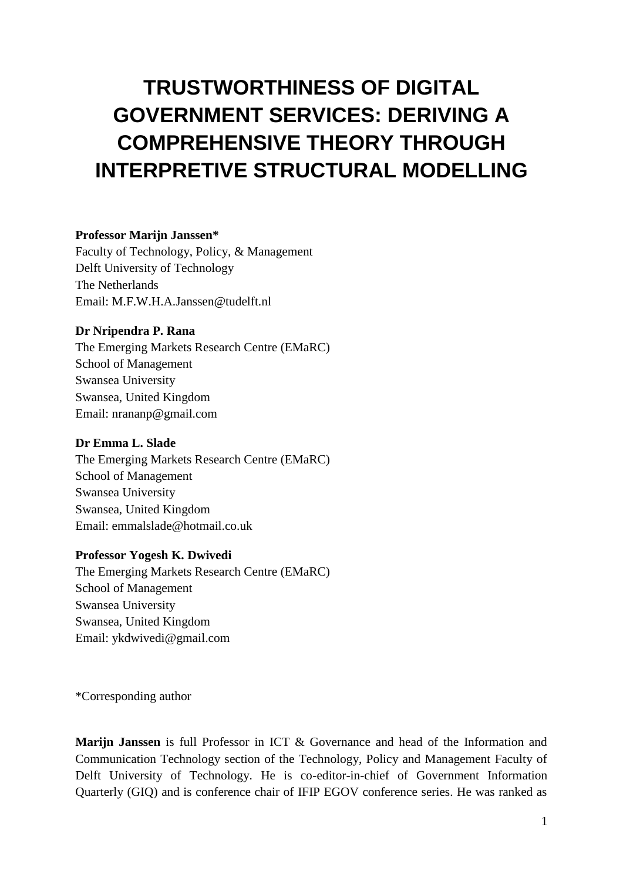# TRUSTWORTHINESS OF DIGITAL GOVERNMENT SERVICES: DERIVING A COMPREHENSIVE THEORY THROUGH INTERPRETIVE STRUCTURAL MODELLING

**Professor Marijn Janssen***
Faculty of Technology, Policy, & Management
Delft University of Technology
The Netherlands
Email: M.F.W.H.A.Janssen@tudelft.nl

**Dr Nripendra P. Rana**
The Emerging Markets Research Centre (EMaRC)
School of Management
Swansea University
Swansea, United Kingdom
Email: nrananp@gmail.com

**Dr Emma L. Slade**
The Emerging Markets Research Centre (EMaRC)
School of Management
Swansea University
Swansea, United Kingdom
Email: emmalslade@hotmail.co.uk

**Professor Yogesh K. Dwivedi**
The Emerging Markets Research Centre (EMaRC)
School of Management
Swansea University
Swansea, United Kingdom
Email: ykdwivedi@gmail.com

*Corresponding author

**Marijn Janssen** is full Professor in ICT & Governance and head of the Information and Communication Technology section of the Technology, Policy and Management Faculty of Delft University of Technology. He is co-editor-in-chief of Government Information Quarterly (GIQ) and is conference chair of IFIP EGOV conference series. He was ranked as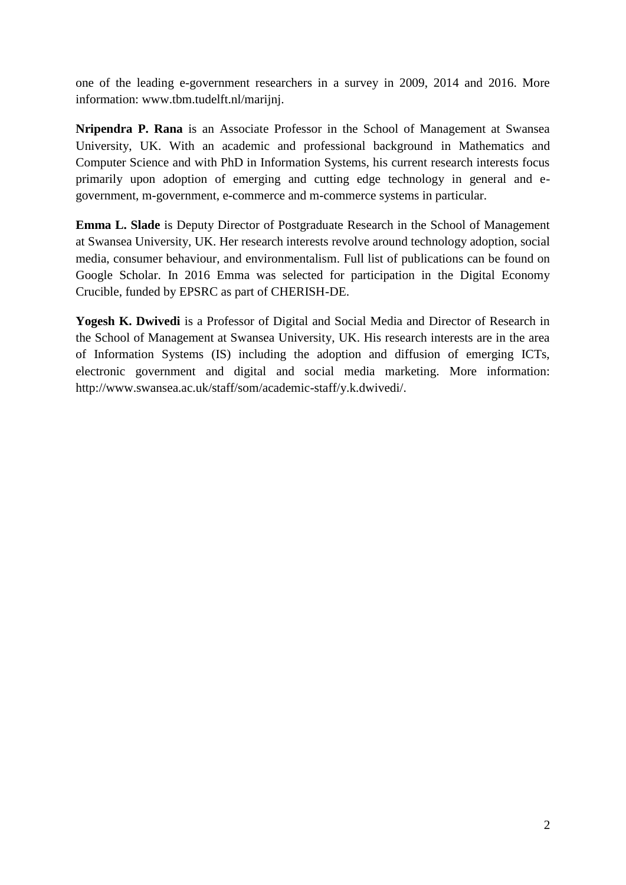one of the leading e-government researchers in a survey in 2009, 2014 and 2016. More information: www.tbm.tudelft.nl/marijnj.

**Nripendra P. Rana** is an Associate Professor in the School of Management at Swansea University, UK. With an academic and professional background in Mathematics and Computer Science and with PhD in Information Systems, his current research interests focus primarily upon adoption of emerging and cutting edge technology in general and e-government, m-government, e-commerce and m-commerce systems in particular.

**Emma L. Slade** is Deputy Director of Postgraduate Research in the School of Management at Swansea University, UK. Her research interests revolve around technology adoption, social media, consumer behaviour, and environmentalism. Full list of publications can be found on Google Scholar. In 2016 Emma was selected for participation in the Digital Economy Crucible, funded by EPSRC as part of CHERISH-DE.

**Yogesh K. Dwivedi** is a Professor of Digital and Social Media and Director of Research in the School of Management at Swansea University, UK. His research interests are in the area of Information Systems (IS) including the adoption and diffusion of emerging ICTs, electronic government and digital and social media marketing. More information: http://www.swansea.ac.uk/staff/som/academic-staff/y.k.dwivedi/.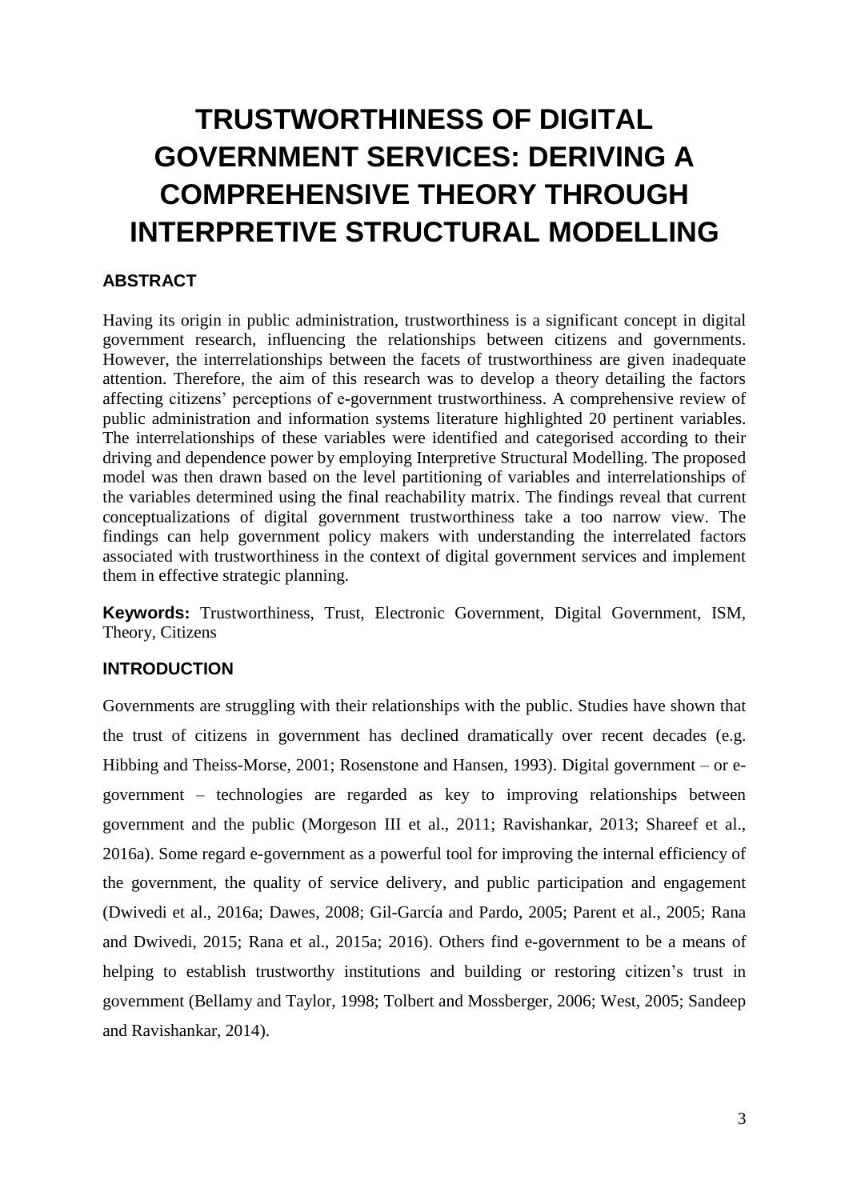# TRUSTWORTHINESS OF DIGITAL GOVERNMENT SERVICES: DERIVING A COMPREHENSIVE THEORY THROUGH INTERPRETIVE STRUCTURAL MODELLING

## ABSTRACT

Having its origin in public administration, trustworthiness is a significant concept in digital government research, influencing the relationships between citizens and governments. However, the interrelationships between the facets of trustworthiness are given inadequate attention. Therefore, the aim of this research was to develop a theory detailing the factors affecting citizens' perceptions of e-government trustworthiness. A comprehensive review of public administration and information systems literature highlighted 20 pertinent variables. The interrelationships of these variables were identified and categorised according to their driving and dependence power by employing Interpretive Structural Modelling. The proposed model was then drawn based on the level partitioning of variables and interrelationships of the variables determined using the final reachability matrix. The findings reveal that current conceptualizations of digital government trustworthiness take a too narrow view. The findings can help government policy makers with understanding the interrelated factors associated with trustworthiness in the context of digital government services and implement them in effective strategic planning.

**Keywords:** Trustworthiness, Trust, Electronic Government, Digital Government, ISM, Theory, Citizens

## INTRODUCTION

Governments are struggling with their relationships with the public. Studies have shown that the trust of citizens in government has declined dramatically over recent decades (e.g. Hibbing and Theiss-Morse, 2001; Rosenstone and Hansen, 1993). Digital government – or e-government – technologies are regarded as key to improving relationships between government and the public (Morgeson III et al., 2011; Ravishankar, 2013; Shareef et al., 2016a). Some regard e-government as a powerful tool for improving the internal efficiency of the government, the quality of service delivery, and public participation and engagement (Dwivedi et al., 2016a; Dawes, 2008; Gil-García and Pardo, 2005; Parent et al., 2005; Rana and Dwivedi, 2015; Rana et al., 2015a; 2016). Others find e-government to be a means of helping to establish trustworthy institutions and building or restoring citizen's trust in government (Bellamy and Taylor, 1998; Tolbert and Mossberger, 2006; West, 2005; Sandeep and Ravishankar, 2014).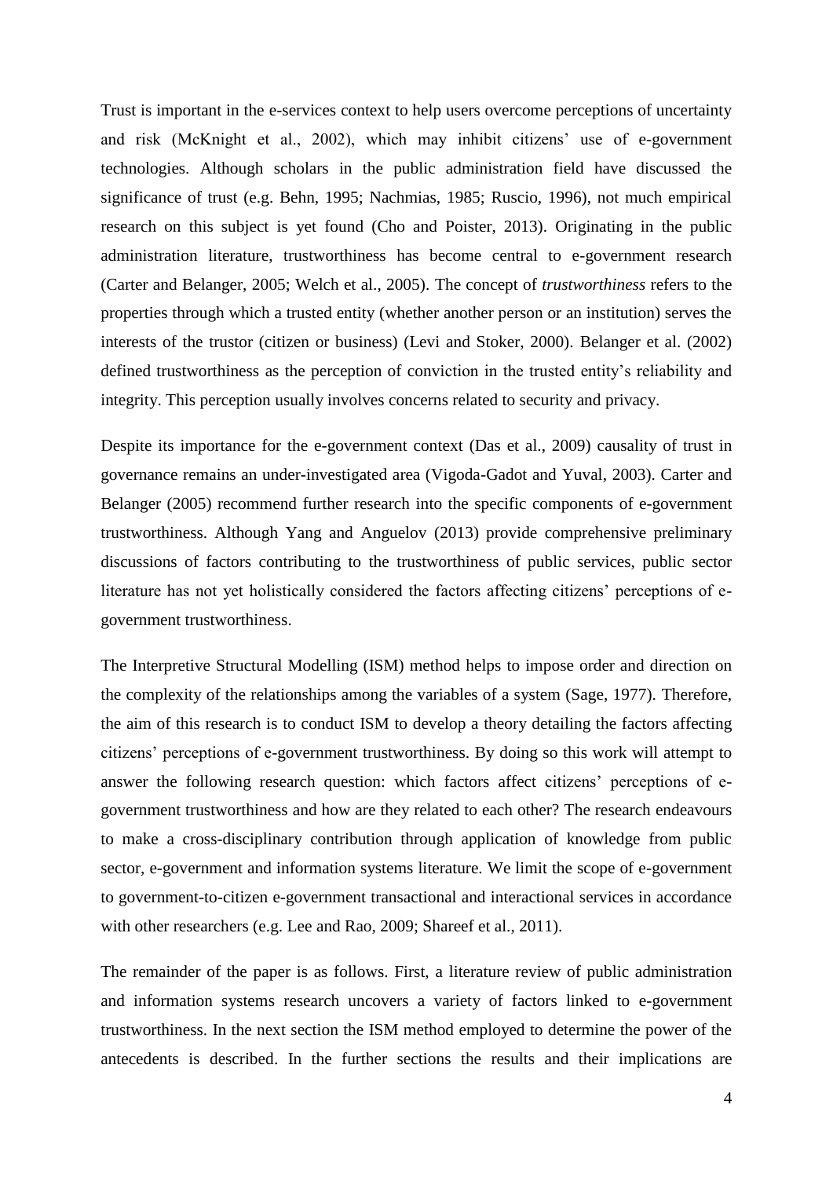Trust is important in the e-services context to help users overcome perceptions of uncertainty and risk (McKnight et al., 2002), which may inhibit citizens' use of e-government technologies. Although scholars in the public administration field have discussed the significance of trust (e.g. Behn, 1995; Nachmias, 1985; Ruscio, 1996), not much empirical research on this subject is yet found (Cho and Poister, 2013). Originating in the public administration literature, trustworthiness has become central to e-government research (Carter and Belanger, 2005; Welch et al., 2005). The concept of *trustworthiness* refers to the properties through which a trusted entity (whether another person or an institution) serves the interests of the trustor (citizen or business) (Levi and Stoker, 2000). Belanger et al. (2002) defined trustworthiness as the perception of conviction in the trusted entity's reliability and integrity. This perception usually involves concerns related to security and privacy.

Despite its importance for the e-government context (Das et al., 2009) causality of trust in governance remains an under-investigated area (Vigoda-Gadot and Yuval, 2003). Carter and Belanger (2005) recommend further research into the specific components of e-government trustworthiness. Although Yang and Anguelov (2013) provide comprehensive preliminary discussions of factors contributing to the trustworthiness of public services, public sector literature has not yet holistically considered the factors affecting citizens' perceptions of e-government trustworthiness.

The Interpretive Structural Modelling (ISM) method helps to impose order and direction on the complexity of the relationships among the variables of a system (Sage, 1977). Therefore, the aim of this research is to conduct ISM to develop a theory detailing the factors affecting citizens' perceptions of e-government trustworthiness. By doing so this work will attempt to answer the following research question: which factors affect citizens' perceptions of e-government trustworthiness and how are they related to each other? The research endeavours to make a cross-disciplinary contribution through application of knowledge from public sector, e-government and information systems literature. We limit the scope of e-government to government-to-citizen e-government transactional and interactional services in accordance with other researchers (e.g. Lee and Rao, 2009; Shareef et al., 2011).

The remainder of the paper is as follows. First, a literature review of public administration and information systems research uncovers a variety of factors linked to e-government trustworthiness. In the next section the ISM method employed to determine the power of the antecedents is described. In the further sections the results and their implications are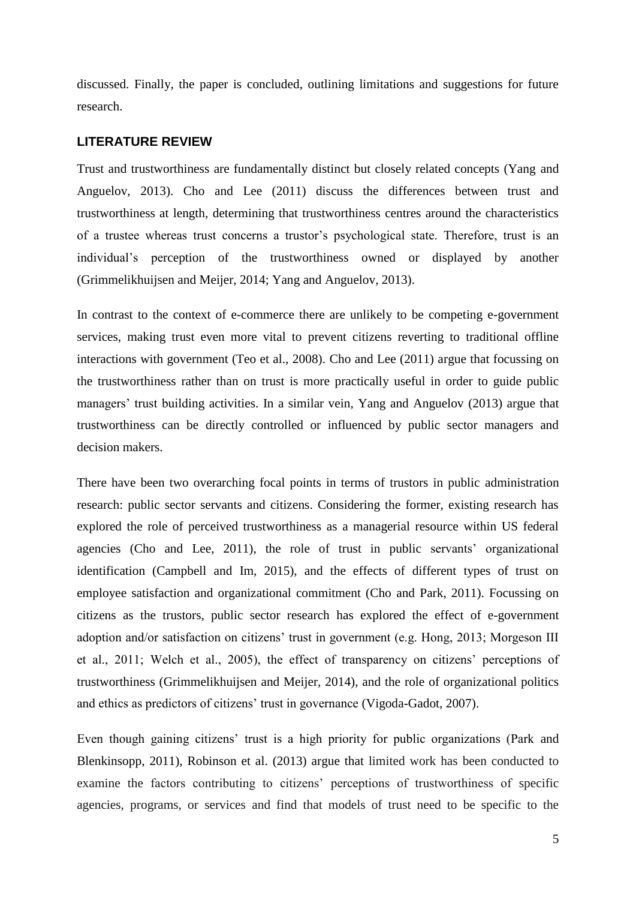discussed. Finally, the paper is concluded, outlining limitations and suggestions for future research.

## LITERATURE REVIEW

Trust and trustworthiness are fundamentally distinct but closely related concepts (Yang and Anguelov, 2013). Cho and Lee (2011) discuss the differences between trust and trustworthiness at length, determining that trustworthiness centres around the characteristics of a trustee whereas trust concerns a trustor's psychological state. Therefore, trust is an individual's perception of the trustworthiness owned or displayed by another (Grimmelikhuijsen and Meijer, 2014; Yang and Anguelov, 2013).

In contrast to the context of e-commerce there are unlikely to be competing e-government services, making trust even more vital to prevent citizens reverting to traditional offline interactions with government (Teo et al., 2008). Cho and Lee (2011) argue that focussing on the trustworthiness rather than on trust is more practically useful in order to guide public managers' trust building activities. In a similar vein, Yang and Anguelov (2013) argue that trustworthiness can be directly controlled or influenced by public sector managers and decision makers.

There have been two overarching focal points in terms of trustors in public administration research: public sector servants and citizens. Considering the former, existing research has explored the role of perceived trustworthiness as a managerial resource within US federal agencies (Cho and Lee, 2011), the role of trust in public servants' organizational identification (Campbell and Im, 2015), and the effects of different types of trust on employee satisfaction and organizational commitment (Cho and Park, 2011). Focussing on citizens as the trustors, public sector research has explored the effect of e-government adoption and/or satisfaction on citizens' trust in government (e.g. Hong, 2013; Morgeson III et al., 2011; Welch et al., 2005), the effect of transparency on citizens' perceptions of trustworthiness (Grimmelikhuijsen and Meijer, 2014), and the role of organizational politics and ethics as predictors of citizens' trust in governance (Vigoda-Gadot, 2007).

Even though gaining citizens' trust is a high priority for public organizations (Park and Blenkinsopp, 2011), Robinson et al. (2013) argue that limited work has been conducted to examine the factors contributing to citizens' perceptions of trustworthiness of specific agencies, programs, or services and find that models of trust need to be specific to the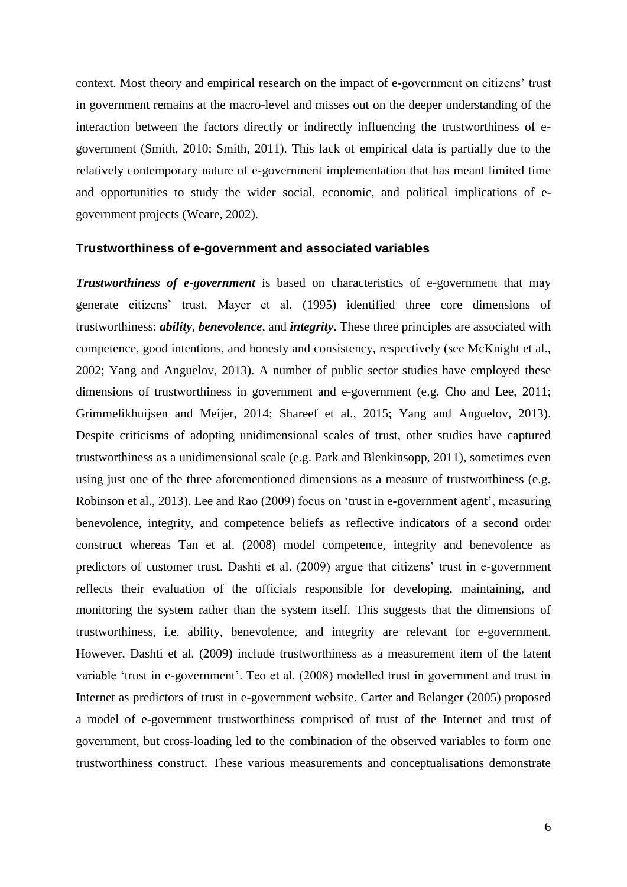context. Most theory and empirical research on the impact of e-government on citizens' trust in government remains at the macro-level and misses out on the deeper understanding of the interaction between the factors directly or indirectly influencing the trustworthiness of e-government (Smith, 2010; Smith, 2011). This lack of empirical data is partially due to the relatively contemporary nature of e-government implementation that has meant limited time and opportunities to study the wider social, economic, and political implications of e-government projects (Weare, 2002).

### Trustworthiness of e-government and associated variables

***Trustworthiness of e-government*** is based on characteristics of e-government that may generate citizens' trust. Mayer et al. (1995) identified three core dimensions of trustworthiness: ***ability***, ***benevolence***, and ***integrity***. These three principles are associated with competence, good intentions, and honesty and consistency, respectively (see McKnight et al., 2002; Yang and Anguelov, 2013). A number of public sector studies have employed these dimensions of trustworthiness in government and e-government (e.g. Cho and Lee, 2011; Grimmelikhuijsen and Meijer, 2014; Shareef et al., 2015; Yang and Anguelov, 2013). Despite criticisms of adopting unidimensional scales of trust, other studies have captured trustworthiness as a unidimensional scale (e.g. Park and Blenkinsopp, 2011), sometimes even using just one of the three aforementioned dimensions as a measure of trustworthiness (e.g. Robinson et al., 2013). Lee and Rao (2009) focus on 'trust in e-government agent', measuring benevolence, integrity, and competence beliefs as reflective indicators of a second order construct whereas Tan et al. (2008) model competence, integrity and benevolence as predictors of customer trust. Dashti et al. (2009) argue that citizens' trust in e-government reflects their evaluation of the officials responsible for developing, maintaining, and monitoring the system rather than the system itself. This suggests that the dimensions of trustworthiness, i.e. ability, benevolence, and integrity are relevant for e-government. However, Dashti et al. (2009) include trustworthiness as a measurement item of the latent variable 'trust in e-government'. Teo et al. (2008) modelled trust in government and trust in Internet as predictors of trust in e-government website. Carter and Belanger (2005) proposed a model of e-government trustworthiness comprised of trust of the Internet and trust of government, but cross-loading led to the combination of the observed variables to form one trustworthiness construct. These various measurements and conceptualisations demonstrate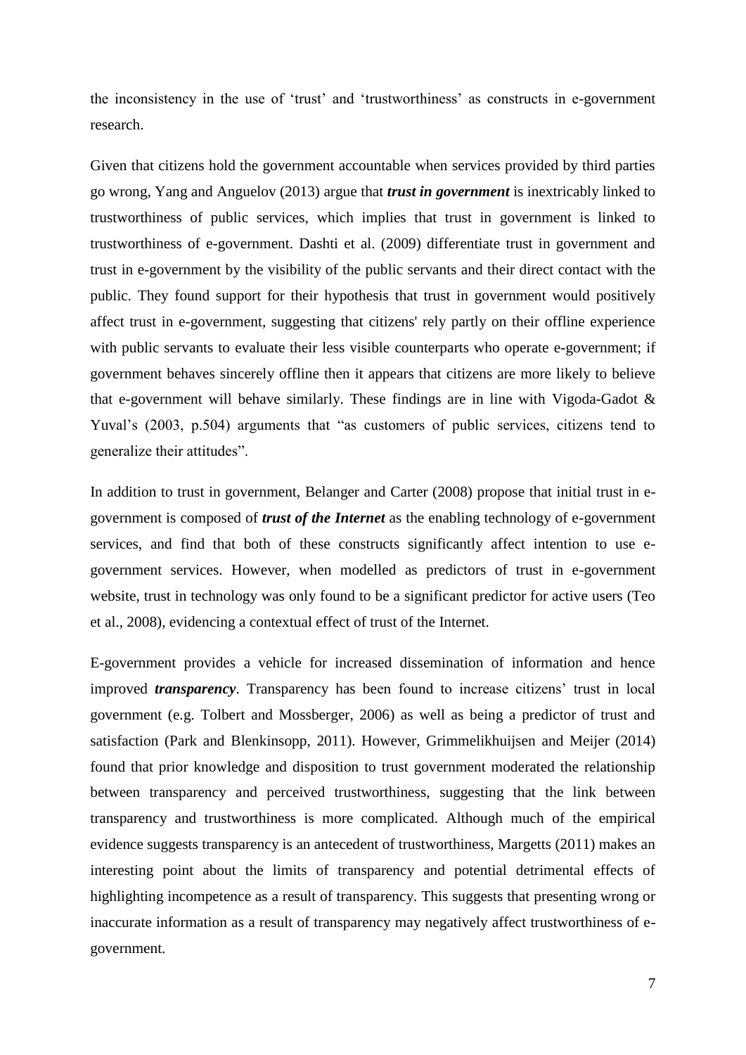the inconsistency in the use of 'trust' and 'trustworthiness' as constructs in e-government research.

Given that citizens hold the government accountable when services provided by third parties go wrong, Yang and Anguelov (2013) argue that ***trust in government*** is inextricably linked to trustworthiness of public services, which implies that trust in government is linked to trustworthiness of e-government. Dashti et al. (2009) differentiate trust in government and trust in e-government by the visibility of the public servants and their direct contact with the public. They found support for their hypothesis that trust in government would positively affect trust in e-government, suggesting that citizens' rely partly on their offline experience with public servants to evaluate their less visible counterparts who operate e-government; if government behaves sincerely offline then it appears that citizens are more likely to believe that e-government will behave similarly. These findings are in line with Vigoda-Gadot & Yuval's (2003, p.504) arguments that "as customers of public services, citizens tend to generalize their attitudes".

In addition to trust in government, Belanger and Carter (2008) propose that initial trust in e-government is composed of ***trust of the Internet*** as the enabling technology of e-government services, and find that both of these constructs significantly affect intention to use e-government services. However, when modelled as predictors of trust in e-government website, trust in technology was only found to be a significant predictor for active users (Teo et al., 2008), evidencing a contextual effect of trust of the Internet.

E-government provides a vehicle for increased dissemination of information and hence improved ***transparency***. Transparency has been found to increase citizens' trust in local government (e.g. Tolbert and Mossberger, 2006) as well as being a predictor of trust and satisfaction (Park and Blenkinsopp, 2011). However, Grimmelikhuijsen and Meijer (2014) found that prior knowledge and disposition to trust government moderated the relationship between transparency and perceived trustworthiness, suggesting that the link between transparency and trustworthiness is more complicated. Although much of the empirical evidence suggests transparency is an antecedent of trustworthiness, Margetts (2011) makes an interesting point about the limits of transparency and potential detrimental effects of highlighting incompetence as a result of transparency. This suggests that presenting wrong or inaccurate information as a result of transparency may negatively affect trustworthiness of e-government.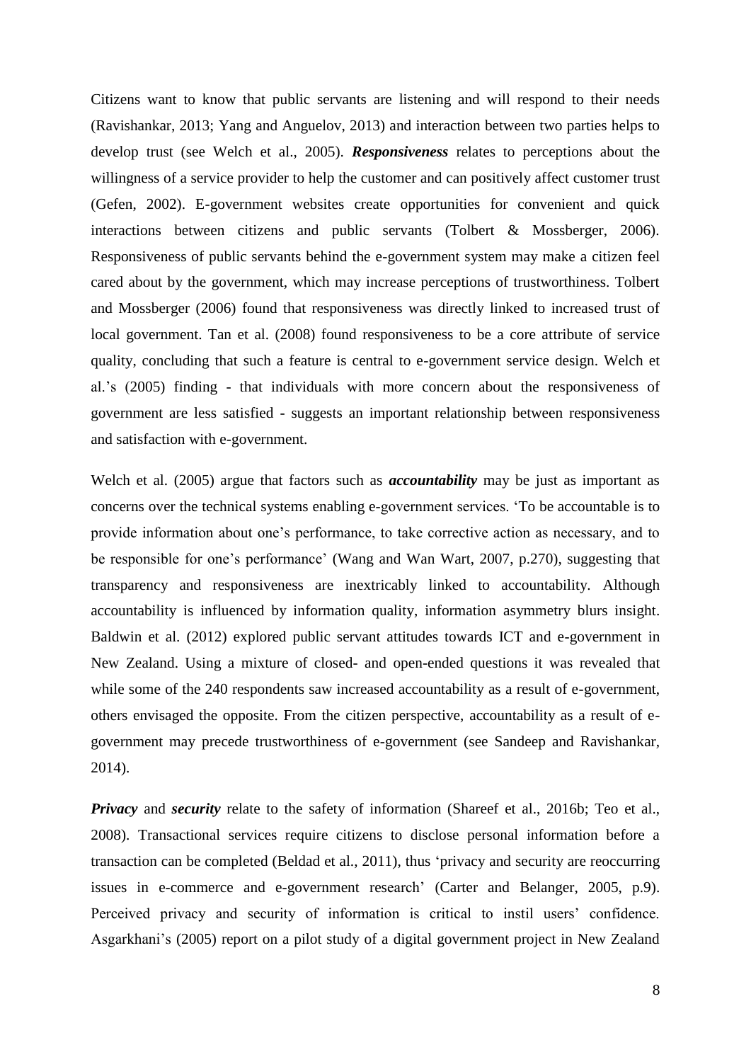Citizens want to know that public servants are listening and will respond to their needs (Ravishankar, 2013; Yang and Anguelov, 2013) and interaction between two parties helps to develop trust (see Welch et al., 2005). ***Responsiveness*** relates to perceptions about the willingness of a service provider to help the customer and can positively affect customer trust (Gefen, 2002). E-government websites create opportunities for convenient and quick interactions between citizens and public servants (Tolbert & Mossberger, 2006). Responsiveness of public servants behind the e-government system may make a citizen feel cared about by the government, which may increase perceptions of trustworthiness. Tolbert and Mossberger (2006) found that responsiveness was directly linked to increased trust of local government. Tan et al. (2008) found responsiveness to be a core attribute of service quality, concluding that such a feature is central to e-government service design. Welch et al.'s (2005) finding - that individuals with more concern about the responsiveness of government are less satisfied - suggests an important relationship between responsiveness and satisfaction with e-government.

Welch et al. (2005) argue that factors such as ***accountability*** may be just as important as concerns over the technical systems enabling e-government services. 'To be accountable is to provide information about one's performance, to take corrective action as necessary, and to be responsible for one's performance' (Wang and Wan Wart, 2007, p.270), suggesting that transparency and responsiveness are inextricably linked to accountability. Although accountability is influenced by information quality, information asymmetry blurs insight. Baldwin et al. (2012) explored public servant attitudes towards ICT and e-government in New Zealand. Using a mixture of closed- and open-ended questions it was revealed that while some of the 240 respondents saw increased accountability as a result of e-government, others envisaged the opposite. From the citizen perspective, accountability as a result of e-government may precede trustworthiness of e-government (see Sandeep and Ravishankar, 2014).

***Privacy*** and ***security*** relate to the safety of information (Shareef et al., 2016b; Teo et al., 2008). Transactional services require citizens to disclose personal information before a transaction can be completed (Beldad et al., 2011), thus 'privacy and security are reoccurring issues in e-commerce and e-government research' (Carter and Belanger, 2005, p.9). Perceived privacy and security of information is critical to instil users' confidence. Asgarkhani's (2005) report on a pilot study of a digital government project in New Zealand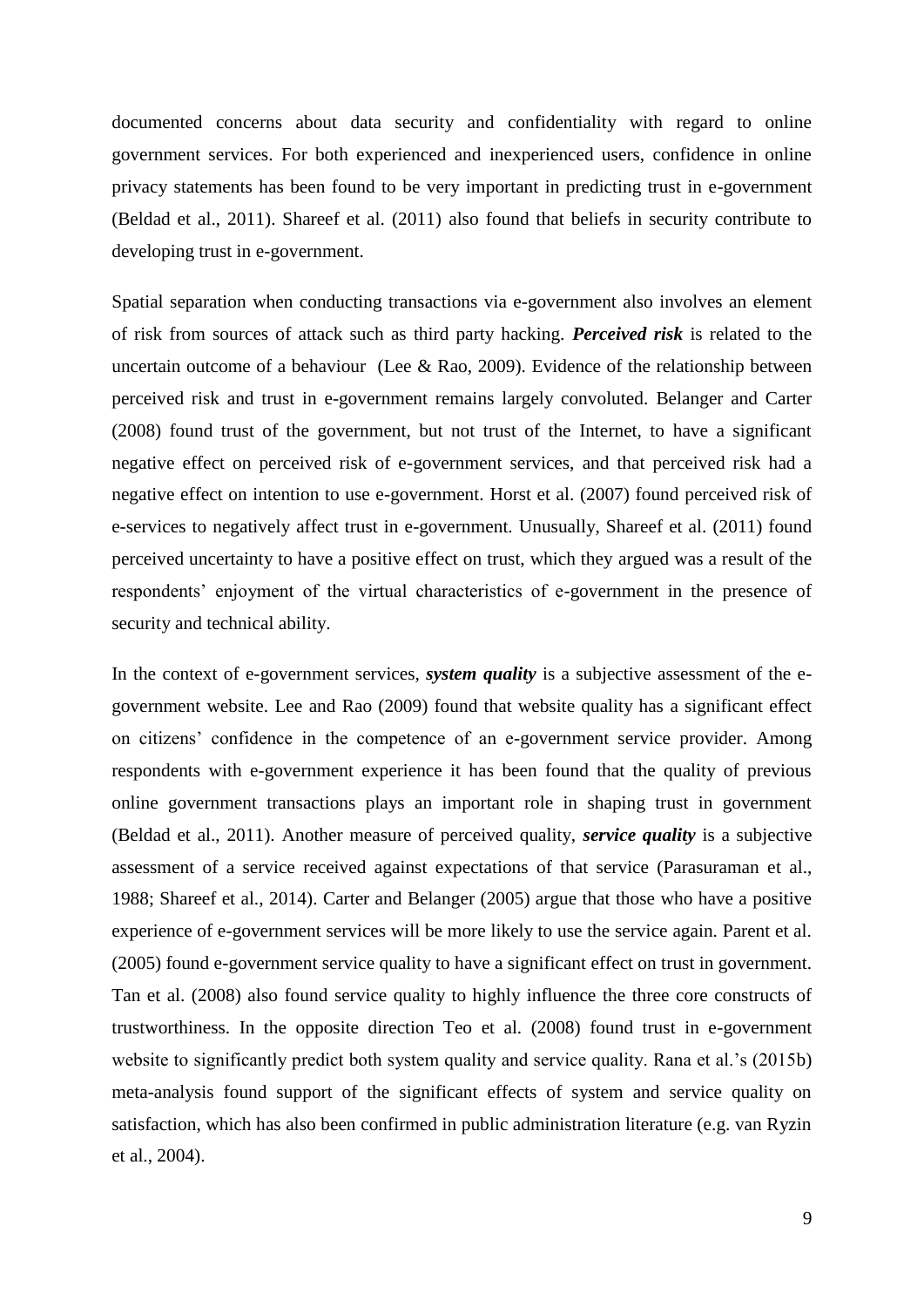documented concerns about data security and confidentiality with regard to online government services. For both experienced and inexperienced users, confidence in online privacy statements has been found to be very important in predicting trust in e-government (Beldad et al., 2011). Shareef et al. (2011) also found that beliefs in security contribute to developing trust in e-government.

Spatial separation when conducting transactions via e-government also involves an element of risk from sources of attack such as third party hacking. ***Perceived risk*** is related to the uncertain outcome of a behaviour (Lee & Rao, 2009). Evidence of the relationship between perceived risk and trust in e-government remains largely convoluted. Belanger and Carter (2008) found trust of the government, but not trust of the Internet, to have a significant negative effect on perceived risk of e-government services, and that perceived risk had a negative effect on intention to use e-government. Horst et al. (2007) found perceived risk of e-services to negatively affect trust in e-government. Unusually, Shareef et al. (2011) found perceived uncertainty to have a positive effect on trust, which they argued was a result of the respondents' enjoyment of the virtual characteristics of e-government in the presence of security and technical ability.

In the context of e-government services, ***system quality*** is a subjective assessment of the e-government website. Lee and Rao (2009) found that website quality has a significant effect on citizens' confidence in the competence of an e-government service provider. Among respondents with e-government experience it has been found that the quality of previous online government transactions plays an important role in shaping trust in government (Beldad et al., 2011). Another measure of perceived quality, ***service quality*** is a subjective assessment of a service received against expectations of that service (Parasuraman et al., 1988; Shareef et al., 2014). Carter and Belanger (2005) argue that those who have a positive experience of e-government services will be more likely to use the service again. Parent et al. (2005) found e-government service quality to have a significant effect on trust in government. Tan et al. (2008) also found service quality to highly influence the three core constructs of trustworthiness. In the opposite direction Teo et al. (2008) found trust in e-government website to significantly predict both system quality and service quality. Rana et al.'s (2015b) meta-analysis found support of the significant effects of system and service quality on satisfaction, which has also been confirmed in public administration literature (e.g. van Ryzin et al., 2004).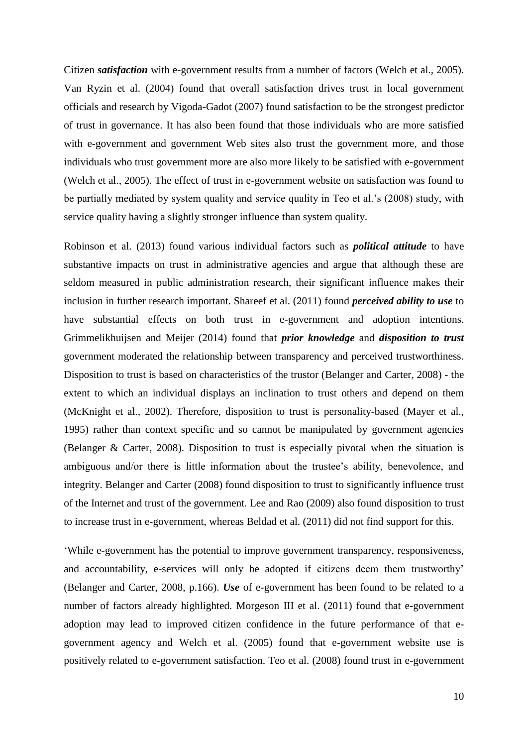Citizen ***satisfaction*** with e-government results from a number of factors (Welch et al., 2005). Van Ryzin et al. (2004) found that overall satisfaction drives trust in local government officials and research by Vigoda-Gadot (2007) found satisfaction to be the strongest predictor of trust in governance. It has also been found that those individuals who are more satisfied with e-government and government Web sites also trust the government more, and those individuals who trust government more are also more likely to be satisfied with e-government (Welch et al., 2005). The effect of trust in e-government website on satisfaction was found to be partially mediated by system quality and service quality in Teo et al.'s (2008) study, with service quality having a slightly stronger influence than system quality.

Robinson et al. (2013) found various individual factors such as ***political attitude*** to have substantive impacts on trust in administrative agencies and argue that although these are seldom measured in public administration research, their significant influence makes their inclusion in further research important. Shareef et al. (2011) found ***perceived ability to use*** to have substantial effects on both trust in e-government and adoption intentions. Grimmelikhuijsen and Meijer (2014) found that ***prior knowledge*** and ***disposition to trust*** government moderated the relationship between transparency and perceived trustworthiness. Disposition to trust is based on characteristics of the trustor (Belanger and Carter, 2008) - the extent to which an individual displays an inclination to trust others and depend on them (McKnight et al., 2002). Therefore, disposition to trust is personality-based (Mayer et al., 1995) rather than context specific and so cannot be manipulated by government agencies (Belanger & Carter, 2008). Disposition to trust is especially pivotal when the situation is ambiguous and/or there is little information about the trustee's ability, benevolence, and integrity. Belanger and Carter (2008) found disposition to trust to significantly influence trust of the Internet and trust of the government. Lee and Rao (2009) also found disposition to trust to increase trust in e-government, whereas Beldad et al. (2011) did not find support for this.

'While e-government has the potential to improve government transparency, responsiveness, and accountability, e-services will only be adopted if citizens deem them trustworthy' (Belanger and Carter, 2008, p.166). ***Use*** of e-government has been found to be related to a number of factors already highlighted. Morgeson III et al. (2011) found that e-government adoption may lead to improved citizen confidence in the future performance of that e-government agency and Welch et al. (2005) found that e-government website use is positively related to e-government satisfaction. Teo et al. (2008) found trust in e-government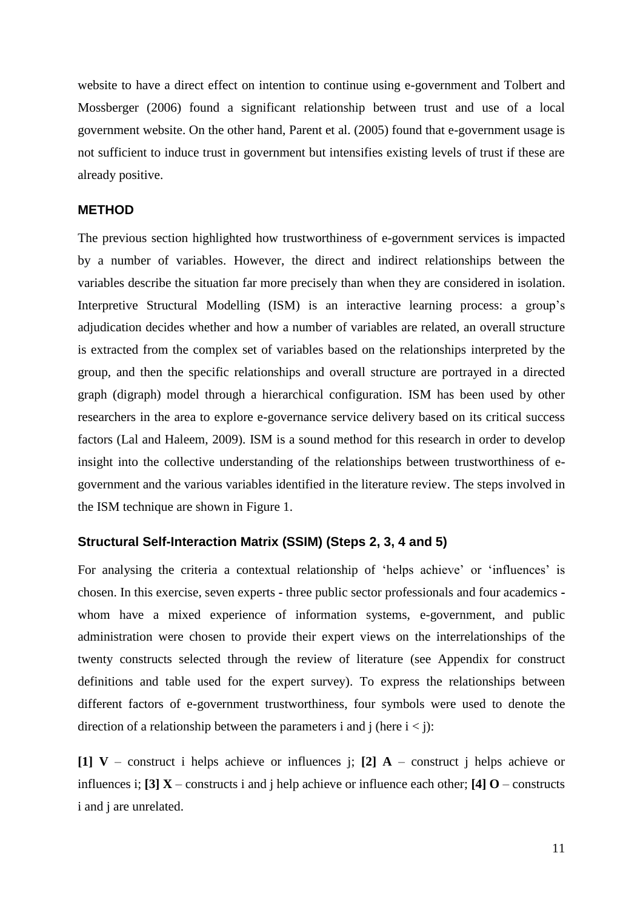website to have a direct effect on intention to continue using e-government and Tolbert and Mossberger (2006) found a significant relationship between trust and use of a local government website. On the other hand, Parent et al. (2005) found that e-government usage is not sufficient to induce trust in government but intensifies existing levels of trust if these are already positive.

## METHOD

The previous section highlighted how trustworthiness of e-government services is impacted by a number of variables. However, the direct and indirect relationships between the variables describe the situation far more precisely than when they are considered in isolation. Interpretive Structural Modelling (ISM) is an interactive learning process: a group's adjudication decides whether and how a number of variables are related, an overall structure is extracted from the complex set of variables based on the relationships interpreted by the group, and then the specific relationships and overall structure are portrayed in a directed graph (digraph) model through a hierarchical configuration. ISM has been used by other researchers in the area to explore e-governance service delivery based on its critical success factors (Lal and Haleem, 2009). ISM is a sound method for this research in order to develop insight into the collective understanding of the relationships between trustworthiness of e-government and the various variables identified in the literature review. The steps involved in the ISM technique are shown in Figure 1.

### Structural Self-Interaction Matrix (SSIM) (Steps 2, 3, 4 and 5)

For analysing the criteria a contextual relationship of 'helps achieve' or 'influences' is chosen. In this exercise, seven experts - three public sector professionals and four academics - whom have a mixed experience of information systems, e-government, and public administration were chosen to provide their expert views on the interrelationships of the twenty constructs selected through the review of literature (see Appendix for construct definitions and table used for the expert survey). To express the relationships between different factors of e-government trustworthiness, four symbols were used to denote the direction of a relationship between the parameters i and j (here $i < j$):

**[1] V** – construct i helps achieve or influences j; **[2] A** – construct j helps achieve or influences i; **[3] X** – constructs i and j help achieve or influence each other; **[4] O** – constructs i and j are unrelated.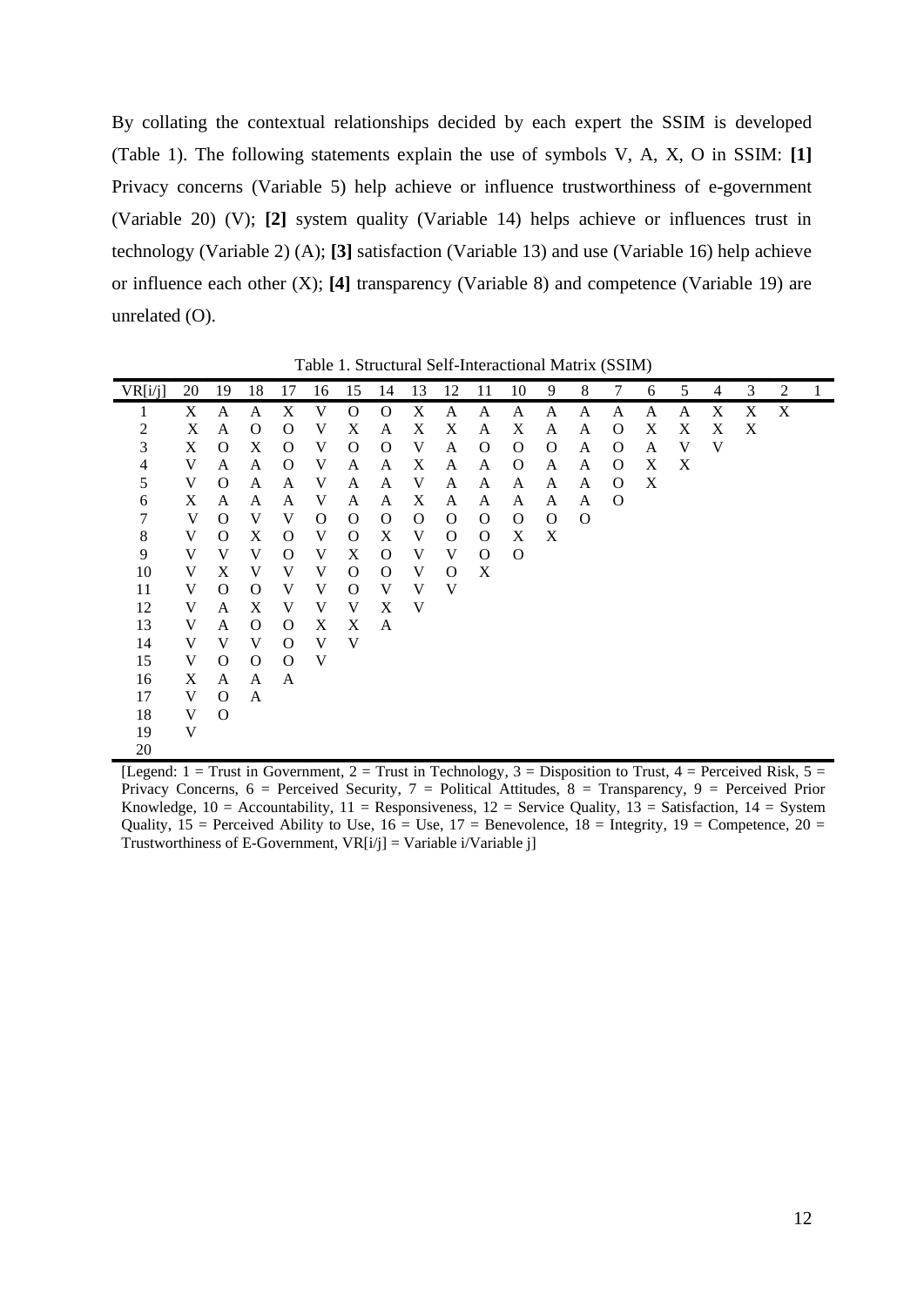By collating the contextual relationships decided by each expert the SSIM is developed (Table 1). The following statements explain the use of symbols V, A, X, O in SSIM: **[1]** Privacy concerns (Variable 5) help achieve or influence trustworthiness of e-government (Variable 20) (V); **[2]** system quality (Variable 14) helps achieve or influences trust in technology (Variable 2) (A); **[3]** satisfaction (Variable 13) and use (Variable 16) help achieve or influence each other (X); **[4]** transparency (Variable 8) and competence (Variable 19) are unrelated (O).

Table 1. Structural Self-Interactional Matrix (SSIM)

| VR[i/j] | 20 | 19 | 18 | 17 | 16 | 15 | 14 | 13 | 12 | 11 | 10 | 9 | 8 | 7 | 6 | 5 | 4 | 3 | 2 | 1 |
|---|---|---|---|---|---|---|---|---|---|---|---|---|---|---|---|---|---|---|---|---|
| 1 | X | A | A | X | V | O | O | X | A | A | A | A | A | A | A | A | X | X | X | |
| 2 | X | A | O | O | V | X | A | X | X | A | X | A | A | O | X | X | X | X | | |
| 3 | X | O | X | O | V | O | O | V | A | O | O | O | A | O | A | V | V | | | |
| 4 | V | A | A | O | V | A | A | X | A | A | O | A | A | O | X | X | | | | |
| 5 | V | O | A | A | V | A | A | V | A | A | A | A | A | O | X | | | | | |
| 6 | X | A | A | A | V | A | A | X | A | A | A | A | A | O | | | | | | |
| 7 | V | O | V | V | O | O | O | O | O | O | O | O | O | | | | | | | |
| 8 | V | O | X | O | V | O | X | V | O | O | X | X | | | | | | | | |
| 9 | V | V | V | O | V | X | O | V | V | O | O | | | | | | | | | |
| 10 | V | X | V | V | V | O | O | V | O | X | | | | | | | | | | |
| 11 | V | O | O | V | V | O | V | V | V | | | | | | | | | | | |
| 12 | V | A | X | V | V | V | X | V | | | | | | | | | | | | |
| 13 | V | A | O | O | X | X | A | | | | | | | | | | | | | |
| 14 | V | V | V | O | V | V | | | | | | | | | | | | | | |
| 15 | V | O | O | O | V | | | | | | | | | | | | | | | |
| 16 | X | A | A | A | | | | | | | | | | | | | | | | |
| 17 | V | O | A | | | | | | | | | | | | | | | | | |
| 18 | V | O | | | | | | | | | | | | | | | | | | |
| 19 | V | | | | | | | | | | | | | | | | | | | |
| 20 | | | | | | | | | | | | | | | | | | | | |

[Legend: 1 = Trust in Government, 2 = Trust in Technology, 3 = Disposition to Trust, 4 = Perceived Risk, 5 = Privacy Concerns, 6 = Perceived Security, 7 = Political Attitudes, 8 = Transparency, 9 = Perceived Prior Knowledge, 10 = Accountability, 11 = Responsiveness, 12 = Service Quality, 13 = Satisfaction, 14 = System Quality, 15 = Perceived Ability to Use, 16 = Use, 17 = Benevolence, 18 = Integrity, 19 = Competence, 20 = Trustworthiness of E-Government, VR[i/j] = Variable i/Variable j]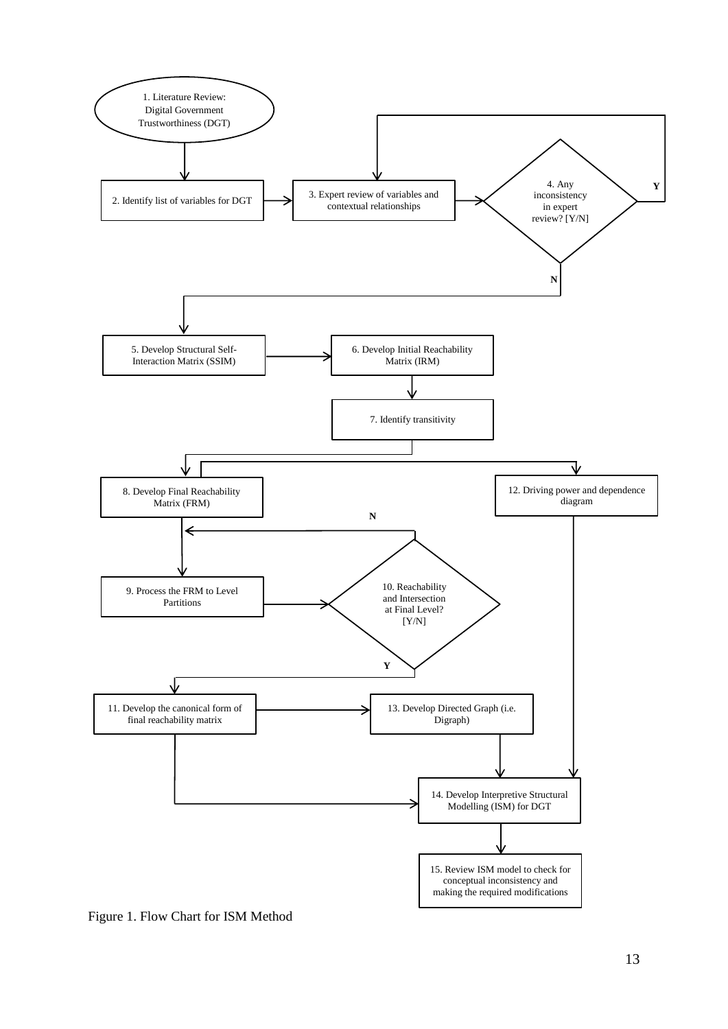1. Literature Review: Digital Government Trustworthiness (DGT)

2. Identify list of variables for DGT

3. Expert review of variables and contextual relationships

4. Any inconsistency in expert review? [Y/N]

Y

N

5. Develop Structural Self-Interaction Matrix (SSIM)

6. Develop Initial Reachability Matrix (IRM)

7. Identify transitivity

8. Develop Final Reachability Matrix (FRM)

12. Driving power and dependence diagram

N

9. Process the FRM to Level Partitions

10. Reachability and Intersection at Final Level? [Y/N]

Y

11. Develop the canonical form of final reachability matrix

13. Develop Directed Graph (i.e. Digraph)

14. Develop Interpretive Structural Modelling (ISM) for DGT

15. Review ISM model to check for conceptual inconsistency and making the required modifications

Figure 1. Flow Chart for ISM Method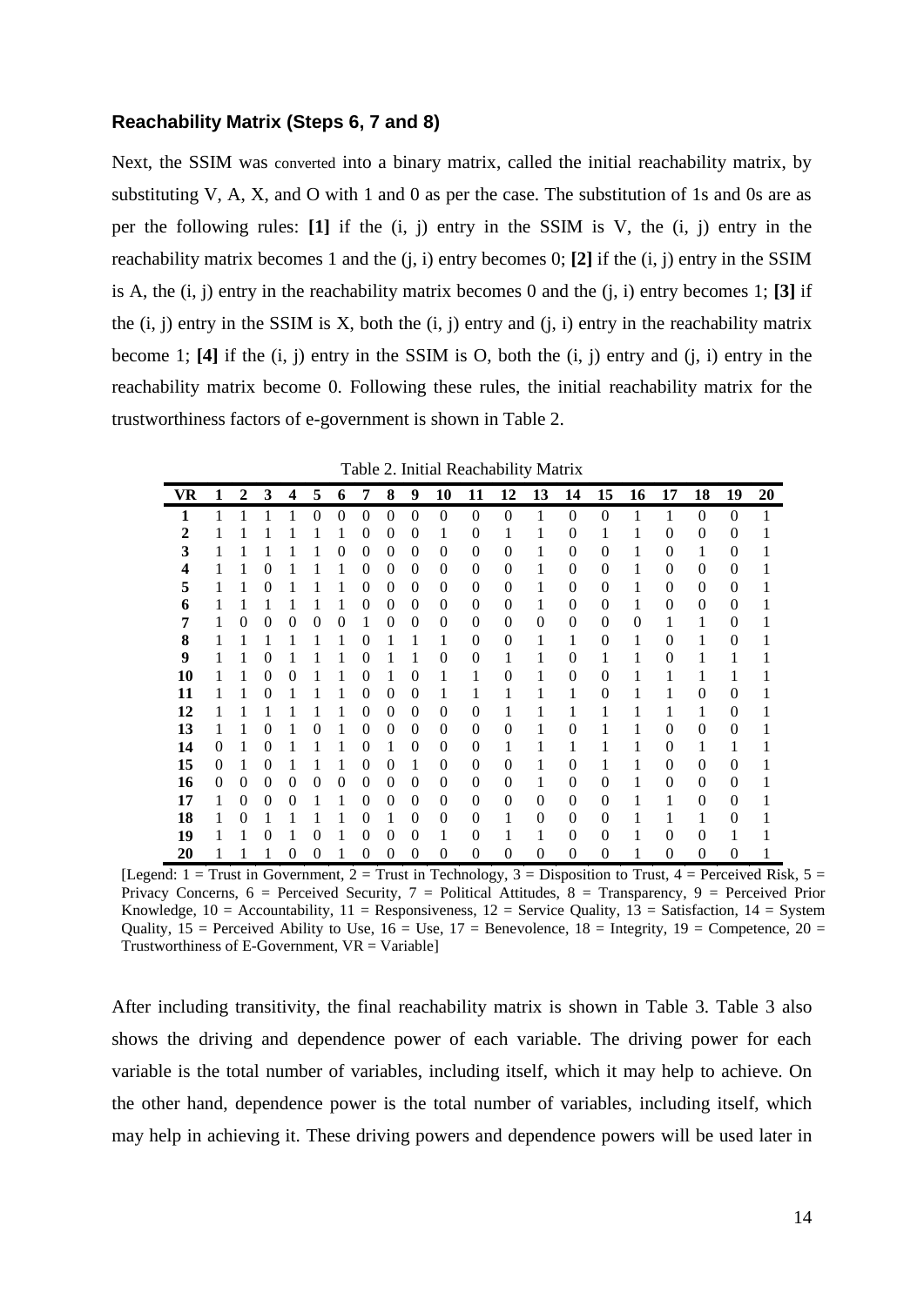### Reachability Matrix (Steps 6, 7 and 8)

Next, the SSIM was converted into a binary matrix, called the initial reachability matrix, by substituting V, A, X, and O with 1 and 0 as per the case. The substitution of 1s and 0s are as per the following rules: **[1]** if the (i, j) entry in the SSIM is V, the (i, j) entry in the reachability matrix becomes 1 and the (j, i) entry becomes 0; **[2]** if the (i, j) entry in the SSIM is A, the (i, j) entry in the reachability matrix becomes 0 and the (j, i) entry becomes 1; **[3]** if the (i, j) entry in the SSIM is X, both the (i, j) entry and (j, i) entry in the reachability matrix become 1; **[4]** if the (i, j) entry in the SSIM is O, both the (i, j) entry and (j, i) entry in the reachability matrix become 0. Following these rules, the initial reachability matrix for the trustworthiness factors of e-government is shown in Table 2.

Table 2. Initial Reachability Matrix

| VR | 1 | 2 | 3 | 4 | 5 | 6 | 7 | 8 | 9 | 10 | 11 | 12 | 13 | 14 | 15 | 16 | 17 | 18 | 19 | 20 |
|---|---|---|---|---|---|---|---|---|---|---|---|---|---|---|---|---|---|---|---|---|
| **1** | 1 | 1 | 1 | 1 | 0 | 0 | 0 | 0 | 0 | 0 | 0 | 0 | 1 | 0 | 0 | 1 | 1 | 0 | 0 | 1 |
| **2** | 1 | 1 | 1 | 1 | 1 | 1 | 0 | 0 | 0 | 1 | 0 | 1 | 1 | 0 | 1 | 1 | 0 | 0 | 0 | 1 |
| **3** | 1 | 1 | 1 | 1 | 1 | 0 | 0 | 0 | 0 | 0 | 0 | 0 | 1 | 0 | 0 | 1 | 0 | 1 | 0 | 1 |
| **4** | 1 | 1 | 0 | 1 | 1 | 1 | 0 | 0 | 0 | 0 | 0 | 0 | 1 | 0 | 0 | 1 | 0 | 0 | 0 | 1 |
| **5** | 1 | 1 | 0 | 1 | 1 | 1 | 0 | 0 | 0 | 0 | 0 | 0 | 1 | 0 | 0 | 1 | 0 | 0 | 0 | 1 |
| **6** | 1 | 1 | 1 | 1 | 1 | 1 | 0 | 0 | 0 | 0 | 0 | 0 | 1 | 0 | 0 | 1 | 0 | 0 | 0 | 1 |
| **7** | 1 | 0 | 0 | 0 | 0 | 0 | 1 | 0 | 0 | 0 | 0 | 0 | 0 | 0 | 0 | 0 | 1 | 1 | 0 | 1 |
| **8** | 1 | 1 | 1 | 1 | 1 | 1 | 0 | 1 | 1 | 1 | 0 | 0 | 1 | 1 | 0 | 1 | 0 | 1 | 0 | 1 |
| **9** | 1 | 1 | 0 | 1 | 1 | 1 | 0 | 1 | 1 | 0 | 0 | 1 | 1 | 0 | 1 | 1 | 0 | 1 | 1 | 1 |
| **10** | 1 | 1 | 0 | 0 | 1 | 1 | 0 | 1 | 0 | 1 | 1 | 0 | 1 | 0 | 0 | 1 | 1 | 1 | 1 | 1 |
| **11** | 1 | 1 | 0 | 1 | 1 | 1 | 0 | 0 | 0 | 1 | 1 | 1 | 1 | 1 | 0 | 1 | 1 | 0 | 0 | 1 |
| **12** | 1 | 1 | 1 | 1 | 1 | 1 | 0 | 0 | 0 | 0 | 0 | 1 | 1 | 1 | 1 | 1 | 1 | 1 | 0 | 1 |
| **13** | 1 | 1 | 0 | 1 | 0 | 1 | 0 | 0 | 0 | 0 | 0 | 0 | 1 | 0 | 1 | 1 | 0 | 0 | 0 | 1 |
| **14** | 0 | 1 | 0 | 1 | 1 | 1 | 0 | 1 | 0 | 0 | 0 | 1 | 1 | 1 | 1 | 1 | 0 | 1 | 1 | 1 |
| **15** | 0 | 1 | 0 | 1 | 1 | 1 | 0 | 0 | 1 | 0 | 0 | 0 | 1 | 0 | 1 | 1 | 0 | 0 | 0 | 1 |
| **16** | 0 | 0 | 0 | 0 | 0 | 0 | 0 | 0 | 0 | 0 | 0 | 0 | 1 | 0 | 0 | 1 | 0 | 0 | 0 | 1 |
| **17** | 1 | 0 | 0 | 0 | 1 | 1 | 0 | 0 | 0 | 0 | 0 | 0 | 0 | 0 | 0 | 1 | 1 | 0 | 0 | 1 |
| **18** | 1 | 0 | 1 | 1 | 1 | 1 | 0 | 1 | 0 | 0 | 0 | 1 | 0 | 0 | 0 | 1 | 1 | 1 | 0 | 1 |
| **19** | 1 | 1 | 0 | 1 | 0 | 1 | 0 | 0 | 0 | 1 | 0 | 1 | 1 | 0 | 0 | 1 | 0 | 0 | 1 | 1 |
| **20** | 1 | 1 | 1 | 0 | 0 | 1 | 0 | 0 | 0 | 0 | 0 | 0 | 0 | 0 | 0 | 1 | 0 | 0 | 0 | 1 |

[Legend: 1 = Trust in Government, 2 = Trust in Technology, 3 = Disposition to Trust, 4 = Perceived Risk, 5 = Privacy Concerns, 6 = Perceived Security, 7 = Political Attitudes, 8 = Transparency, 9 = Perceived Prior Knowledge, 10 = Accountability, 11 = Responsiveness, 12 = Service Quality, 13 = Satisfaction, 14 = System Quality, 15 = Perceived Ability to Use, 16 = Use, 17 = Benevolence, 18 = Integrity, 19 = Competence, 20 = Trustworthiness of E-Government, VR = Variable]

After including transitivity, the final reachability matrix is shown in Table 3. Table 3 also shows the driving and dependence power of each variable. The driving power for each variable is the total number of variables, including itself, which it may help to achieve. On the other hand, dependence power is the total number of variables, including itself, which may help in achieving it. These driving powers and dependence powers will be used later in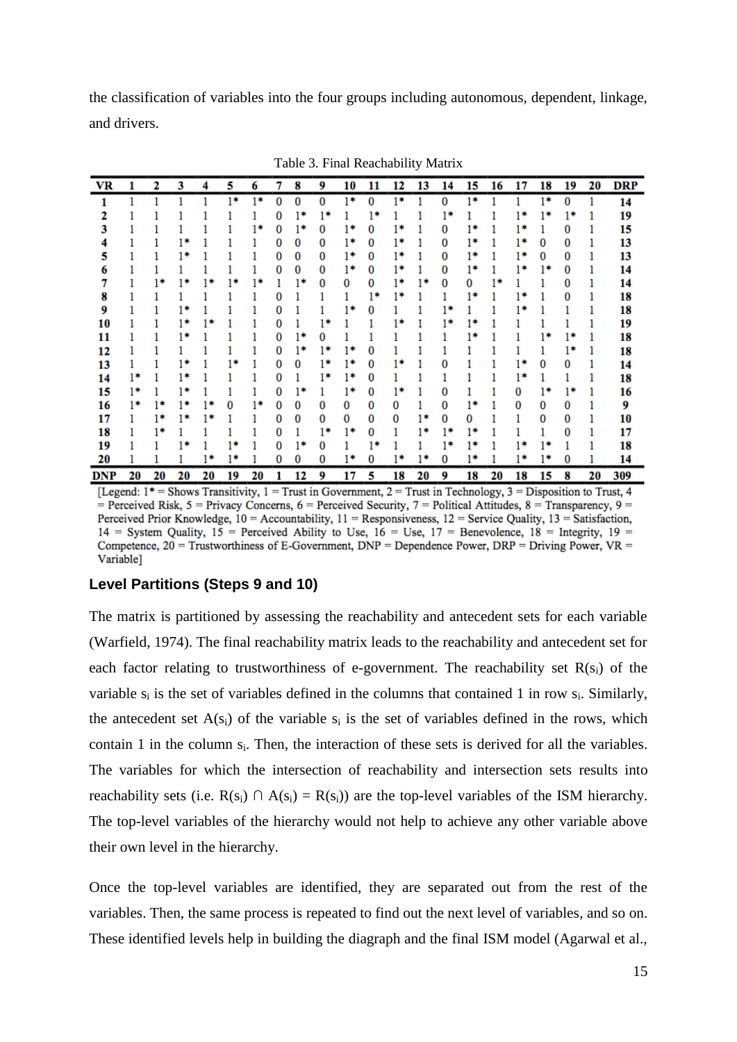the classification of variables into the four groups including autonomous, dependent, linkage, and drivers.

Table 3. Final Reachability Matrix

| VR | 1 | 2 | 3 | 4 | 5 | 6 | 7 | 8 | 9 | 10 | 11 | 12 | 13 | 14 | 15 | 16 | 17 | 18 | 19 | 20 | DRP |
|---|---|---|---|---|---|---|---|---|---|---|---|---|---|---|---|---|---|---|---|---|---|
| **1** | 1 | 1 | 1 | 1 | 1* | 1* | 0 | 0 | 0 | 1* | 0 | 1* | 1 | 0 | 1* | 1 | 1 | 1* | 0 | 1 | **14** |
| **2** | 1 | 1 | 1 | 1 | 1 | 1 | 0 | 1* | 1* | 1 | 1* | 1 | 1 | 1* | 1 | 1 | 1* | 1* | 1* | 1 | **19** |
| **3** | 1 | 1 | 1 | 1 | 1 | 1* | 0 | 1* | 0 | 1* | 0 | 1* | 1 | 0 | 1* | 1 | 1* | 1 | 0 | 1 | **15** |
| **4** | 1 | 1 | 1* | 1 | 1 | 1 | 0 | 0 | 0 | 1* | 0 | 1* | 1 | 0 | 1* | 1 | 1* | 0 | 0 | 1 | **13** |
| **5** | 1 | 1 | 1* | 1 | 1 | 1 | 0 | 0 | 0 | 1* | 0 | 1* | 1 | 0 | 1* | 1 | 1* | 0 | 0 | 1 | **13** |
| **6** | 1 | 1 | 1 | 1 | 1 | 1 | 0 | 0 | 0 | 1* | 0 | 1* | 1 | 0 | 1* | 1 | 1* | 1* | 0 | 1 | **14** |
| **7** | 1 | 1* | 1* | 1* | 1* | 1* | 1 | 1* | 0 | 0 | 0 | 1* | 1* | 0 | 0 | 1* | 1 | 1 | 0 | 1 | **14** |
| **8** | 1 | 1 | 1 | 1 | 1 | 1 | 0 | 1 | 1 | 1 | 1* | 1* | 1 | 1 | 1* | 1 | 1* | 1 | 0 | 1 | **18** |
| **9** | 1 | 1 | 1* | 1 | 1 | 1 | 0 | 1 | 1 | 1* | 0 | 1 | 1 | 1* | 1 | 1 | 1* | 1 | 1 | 1 | **18** |
| **10** | 1 | 1 | 1* | 1* | 1 | 1 | 0 | 1 | 1* | 1 | 1 | 1* | 1 | 1* | 1* | 1 | 1 | 1 | 1 | 1 | **19** |
| **11** | 1 | 1 | 1* | 1 | 1 | 1 | 0 | 1* | 0 | 1 | 1 | 1 | 1 | 1 | 1* | 1 | 1 | 1* | 1* | 1 | **18** |
| **12** | 1 | 1 | 1 | 1 | 1 | 1 | 0 | 1* | 1* | 1* | 0 | 1 | 1 | 1 | 1 | 1 | 1 | 1 | 1* | 1 | **18** |
| **13** | 1 | 1 | 1* | 1 | 1* | 1 | 0 | 0 | 1* | 1* | 0 | 1* | 1 | 0 | 1 | 1 | 1* | 0 | 0 | 1 | **14** |
| **14** | 1* | 1 | 1* | 1 | 1 | 1 | 0 | 1 | 1* | 1* | 0 | 1 | 1 | 1 | 1 | 1 | 1* | 1 | 1 | 1 | **18** |
| **15** | 1* | 1 | 1* | 1 | 1 | 1 | 0 | 1* | 1 | 1* | 0 | 1* | 1 | 0 | 1 | 1 | 0 | 1* | 1* | 1 | **16** |
| **16** | 1* | 1* | 1* | 1* | 0 | 1* | 0 | 0 | 0 | 0 | 0 | 0 | 1 | 0 | 1* | 1 | 0 | 0 | 0 | 1 | **9** |
| **17** | 1 | 1* | 1* | 1* | 1 | 1 | 0 | 0 | 0 | 0 | 0 | 0 | 1* | 0 | 0 | 1 | 1 | 0 | 0 | 1 | **10** |
| **18** | 1 | 1* | 1 | 1 | 1 | 1 | 0 | 1 | 1* | 1* | 0 | 1 | 1* | 1* | 1* | 1 | 1 | 1 | 0 | 1 | **17** |
| **19** | 1 | 1 | 1* | 1 | 1* | 1 | 0 | 1* | 0 | 1 | 1* | 1 | 1 | 1* | 1* | 1 | 1* | 1* | 1 | 1 | **18** |
| **20** | 1 | 1 | 1 | 1* | 1* | 1 | 0 | 0 | 0 | 1* | 0 | 1* | 1* | 0 | 1* | 1 | 1* | 1* | 0 | 1 | **14** |
| **DNP** | **20** | **20** | **20** | **20** | **19** | **20** | **1** | **12** | **9** | **17** | **5** | **18** | **20** | **9** | **18** | **20** | **18** | **15** | **8** | **20** | **309** |

[Legend: 1* = Shows Transitivity, 1 = Trust in Government, 2 = Trust in Technology, 3 = Disposition to Trust, 4 = Perceived Risk, 5 = Privacy Concerns, 6 = Perceived Security, 7 = Political Attitudes, 8 = Transparency, 9 = Perceived Prior Knowledge, 10 = Accountability, 11 = Responsiveness, 12 = Service Quality, 13 = Satisfaction, 14 = System Quality, 15 = Perceived Ability to Use, 16 = Use, 17 = Benevolence, 18 = Integrity, 19 = Competence, 20 = Trustworthiness of E-Government, DNP = Dependence Power, DRP = Driving Power, VR = Variable]

### Level Partitions (Steps 9 and 10)

The matrix is partitioned by assessing the reachability and antecedent sets for each variable (Warfield, 1974). The final reachability matrix leads to the reachability and antecedent set for each factor relating to trustworthiness of e-government. The reachability set $R(s_i)$ of the variable $s_i$ is the set of variables defined in the columns that contained 1 in row $s_i$. Similarly, the antecedent set $A(s_i)$ of the variable $s_i$ is the set of variables defined in the rows, which contain 1 in the column $s_i$. Then, the interaction of these sets is derived for all the variables. The variables for which the intersection of reachability and intersection sets results into reachability sets (i.e. $R(s_i) \cap A(s_i) = R(s_i)$) are the top-level variables of the ISM hierarchy. The top-level variables of the hierarchy would not help to achieve any other variable above their own level in the hierarchy.

Once the top-level variables are identified, they are separated out from the rest of the variables. Then, the same process is repeated to find out the next level of variables, and so on. These identified levels help in building the diagraph and the final ISM model (Agarwal et al.,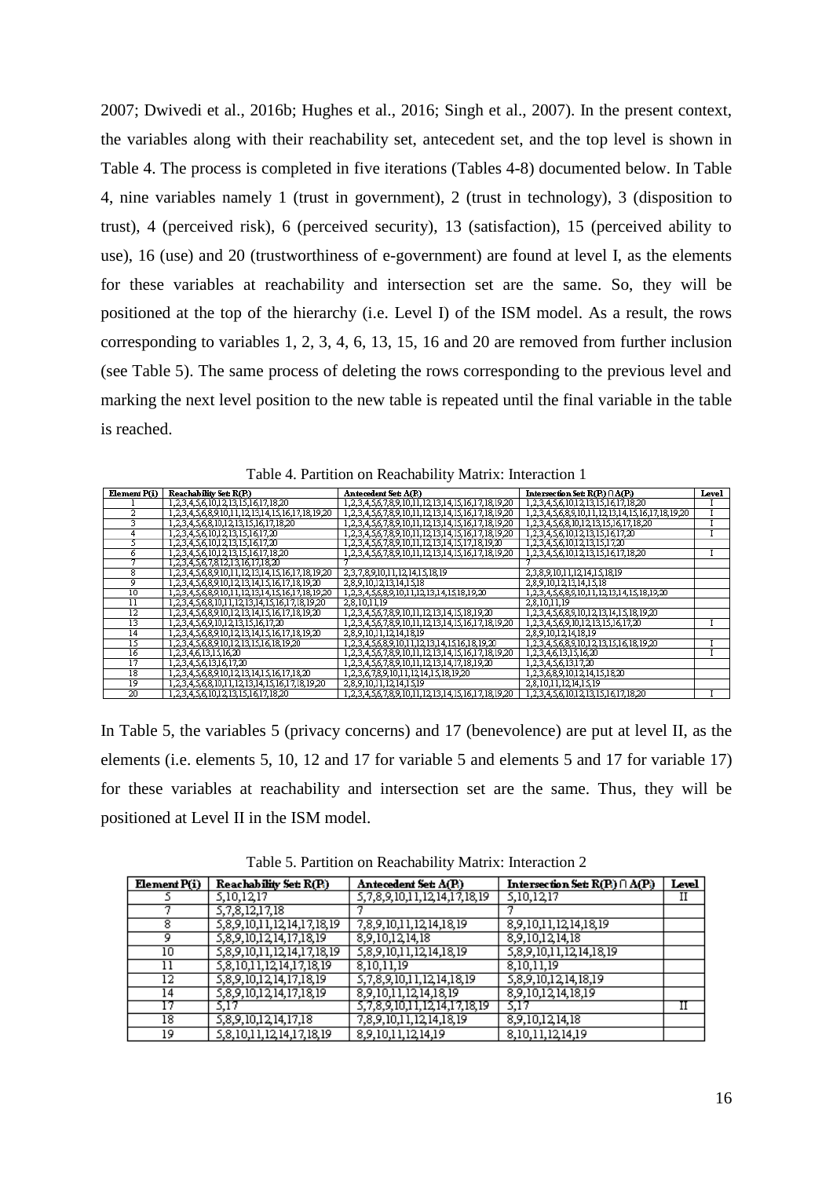2007; Dwivedi et al., 2016b; Hughes et al., 2016; Singh et al., 2007). In the present context, the variables along with their reachability set, antecedent set, and the top level is shown in Table 4. The process is completed in five iterations (Tables 4-8) documented below. In Table 4, nine variables namely 1 (trust in government), 2 (trust in technology), 3 (disposition to trust), 4 (perceived risk), 6 (perceived security), 13 (satisfaction), 15 (perceived ability to use), 16 (use) and 20 (trustworthiness of e-government) are found at level I, as the elements for these variables at reachability and intersection set are the same. So, they will be positioned at the top of the hierarchy (i.e. Level I) of the ISM model. As a result, the rows corresponding to variables 1, 2, 3, 4, 6, 13, 15, 16 and 20 are removed from further inclusion (see Table 5). The same process of deleting the rows corresponding to the previous level and marking the next level position to the new table is repeated until the final variable in the table is reached.

Table 4. Partition on Reachability Matrix: Interaction 1

| Element P(i) | Reachability Set: R(Pi) | Antecedent Set: A(Pi) | Intersection Set: R(Pi) ∩ A(Pi) | Level |
|---|---|---|---|---|
| 1 | 1,2,3,4,5,6,10,12,13,15,16,17,18,20 | 1,2,3,4,5,6,7,8,9,10,11,12,13,14,15,16,17,18,19,20 | 1,2,3,4,5,6,10,12,13,15,16,17,18,20 | I |
| 2 | 1,2,3,4,5,6,8,9,10,11,12,13,14,15,16,17,18,19,20 | 1,2,3,4,5,6,7,8,9,10,11,12,13,14,15,16,17,18,19,20 | 1,2,3,4,5,6,8,9,10,11,12,13,14,15,16,17,18,19,20 | I |
| 3 | 1,2,3,4,5,6,8,10,12,13,15,16,17,18,20 | 1,2,3,4,5,6,7,8,9,10,11,12,13,14,15,16,17,18,19,20 | 1,2,3,4,5,6,8,10,12,13,15,16,17,18,20 | I |
| 4 | 1,2,3,4,5,6,10,12,13,15,16,17,20 | 1,2,3,4,5,6,7,8,9,10,11,12,13,14,15,16,17,18,19,20 | 1,2,3,4,5,6,10,12,13,15,16,17,20 | I |
| 5 | 1,2,3,4,5,6,10,12,13,15,16,17,20 | 1,2,3,4,5,6,7,8,9,10,11,12,13,14,15,17,18,19,20 | 1,2,3,4,5,6,10,12,13,15,17,20 | |
| 6 | 1,2,3,4,5,6,10,12,13,15,16,17,18,20 | 1,2,3,4,5,6,7,8,9,10,11,12,13,14,15,16,17,18,19,20 | 1,2,3,4,5,6,10,12,13,15,16,17,18,20 | I |
| 7 | 1,2,3,4,5,6,7,8,12,13,16,17,18,20 | 7 | 7 | |
| 8 | 1,2,3,4,5,6,8,9,10,11,12,13,14,15,16,17,18,19,20 | 2,3,7,8,9,10,11,12,14,15,18,19 | 2,3,8,9,10,11,12,14,15,18,19 | |
| 9 | 1,2,3,4,5,6,8,9,10,12,13,14,15,16,17,18,19,20 | 2,8,9,10,12,13,14,15,18 | 2,8,9,10,12,13,14,15,18 | |
| 10 | 1,2,3,4,5,6,8,9,10,11,12,13,14,15,16,17,18,19,20 | 1,2,3,4,5,6,8,9,10,11,12,13,14,15,18,19,20 | 1,2,3,4,5,6,8,9,10,11,12,13,14,15,18,19,20 | |
| 11 | 1,2,3,4,5,6,8,10,11,12,13,14,15,16,17,18,19,20 | 2,8,10,11,19 | 2,8,10,11,19 | |
| 12 | 1,2,3,4,5,6,8,9,10,12,13,14,15,16,17,18,19,20 | 1,2,3,4,5,6,7,8,9,10,11,12,13,14,15,18,19,20 | 1,2,3,4,5,6,8,9,10,12,13,14,15,18,19,20 | |
| 13 | 1,2,3,4,5,6,9,10,12,13,15,16,17,20 | 1,2,3,4,5,6,7,8,9,10,11,12,13,14,15,16,17,18,19,20 | 1,2,3,4,5,6,9,10,12,13,15,16,17,20 | I |
| 14 | 1,2,3,4,5,6,8,9,10,12,13,14,15,16,17,18,19,20 | 2,8,9,10,11,12,14,18,19 | 2,8,9,10,12,14,18,19 | |
| 15 | 1,2,3,4,5,6,8,9,10,12,13,15,16,18,19,20 | 1,2,3,4,5,6,8,9,10,11,12,13,14,15,16,18,19,20 | 1,2,3,4,5,6,8,9,10,12,13,15,16,18,19,20 | I |
| 16 | 1,2,3,4,6,13,15,16,20 | 1,2,3,4,5,6,7,8,9,10,11,12,13,14,15,16,17,18,19,20 | 1,2,3,4,6,13,15,16,20 | I |
| 17 | 1,2,3,4,5,6,13,16,17,20 | 1,2,3,4,5,6,7,8,9,10,11,12,13,14,17,18,19,20 | 1,2,3,4,5,6,13,17,20 | |
| 18 | 1,2,3,4,5,6,8,9,10,12,13,14,15,16,17,18,20 | 1,2,3,6,7,8,9,10,11,12,14,15,18,19,20 | 1,2,3,6,8,9,10,12,14,15,18,20 | |
| 19 | 1,2,3,4,5,6,8,10,11,12,13,14,15,16,17,18,19,20 | 2,8,9,10,11,12,14,15,19 | 2,8,10,11,12,14,15,19 | |
| 20 | 1,2,3,4,5,6,10,12,13,15,16,17,18,20 | 1,2,3,4,5,6,7,8,9,10,11,12,13,14,15,16,17,18,19,20 | 1,2,3,4,5,6,10,12,13,15,16,17,18,20 | I |

In Table 5, the variables 5 (privacy concerns) and 17 (benevolence) are put at level II, as the elements (i.e. elements 5, 10, 12 and 17 for variable 5 and elements 5 and 17 for variable 17) for these variables at reachability and intersection set are the same. Thus, they will be positioned at Level II in the ISM model.

Table 5. Partition on Reachability Matrix: Interaction 2

| Element P(i) | Reachability Set: R(Pi) | Antecedent Set: A(Pi) | Intersection Set: R(Pi) ∩ A(Pi) | Level |
|---|---|---|---|---|
| 5 | 5,10,12,17 | 5,7,8,9,10,11,12,14,17,18,19 | 5,10,12,17 | II |
| 7 | 5,7,8,12,17,18 | 7 | 7 | |
| 8 | 5,8,9,10,11,12,14,17,18,19 | 7,8,9,10,11,12,14,18,19 | 8,9,10,11,12,14,18,19 | |
| 9 | 5,8,9,10,12,14,17,18,19 | 8,9,10,12,14,18 | 8,9,10,12,14,18 | |
| 10 | 5,8,9,10,11,12,14,17,18,19 | 5,8,9,10,11,12,14,18,19 | 5,8,9,10,11,12,14,18,19 | |
| 11 | 5,8,10,11,12,14,17,18,19 | 8,10,11,19 | 8,10,11,19 | |
| 12 | 5,8,9,10,12,14,17,18,19 | 5,7,8,9,10,11,12,14,18,19 | 5,8,9,10,12,14,18,19 | |
| 14 | 5,8,9,10,12,14,17,18,19 | 8,9,10,11,12,14,18,19 | 8,9,10,12,14,18,19 | |
| 17 | 5,17 | 5,7,8,9,10,11,12,14,17,18,19 | 5,17 | II |
| 18 | 5,8,9,10,12,14,17,18 | 7,8,9,10,11,12,14,18,19 | 8,9,10,12,14,18 | |
| 19 | 5,8,10,11,12,14,17,18,19 | 8,9,10,11,12,14,19 | 8,10,11,12,14,19 | |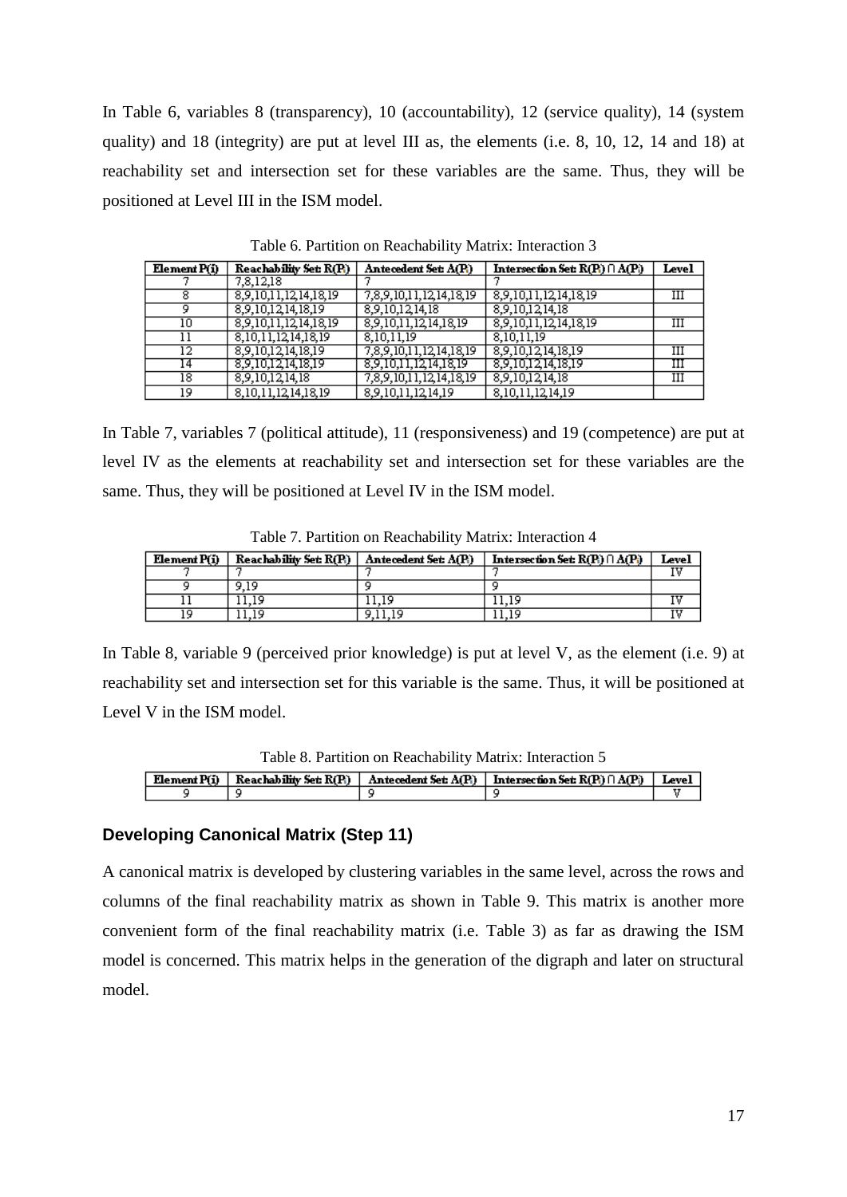In Table 6, variables 8 (transparency), 10 (accountability), 12 (service quality), 14 (system quality) and 18 (integrity) are put at level III as, the elements (i.e. 8, 10, 12, 14 and 18) at reachability set and intersection set for these variables are the same. Thus, they will be positioned at Level III in the ISM model.

Table 6. Partition on Reachability Matrix: Interaction 3

| Element P(i) | Reachability Set: R(Pi) | Antecedent Set: A(Pi) | Intersection Set: R(Pi) ∩ A(Pi) | Level |
|---|---|---|---|---|
| 7 | 7,8,12,18 | 7 | 7 | |
| 8 | 8,9,10,11,12,14,18,19 | 7,8,9,10,11,12,14,18,19 | 8,9,10,11,12,14,18,19 | III |
| 9 | 8,9,10,12,14,18,19 | 8,9,10,12,14,18 | 8,9,10,12,14,18 | |
| 10 | 8,9,10,11,12,14,18,19 | 8,9,10,11,12,14,18,19 | 8,9,10,11,12,14,18,19 | III |
| 11 | 8,10,11,12,14,18,19 | 8,10,11,19 | 8,10,11,19 | |
| 12 | 8,9,10,12,14,18,19 | 7,8,9,10,11,12,14,18,19 | 8,9,10,12,14,18,19 | III |
| 14 | 8,9,10,12,14,18,19 | 8,9,10,11,12,14,18,19 | 8,9,10,12,14,18,19 | III |
| 18 | 8,9,10,12,14,18 | 7,8,9,10,11,12,14,18,19 | 8,9,10,12,14,18 | III |
| 19 | 8,10,11,12,14,18,19 | 8,9,10,11,12,14,19 | 8,10,11,12,14,19 | |

In Table 7, variables 7 (political attitude), 11 (responsiveness) and 19 (competence) are put at level IV as the elements at reachability set and intersection set for these variables are the same. Thus, they will be positioned at Level IV in the ISM model.

Table 7. Partition on Reachability Matrix: Interaction 4

| Element P(i) | Reachability Set: R(Pi) | Antecedent Set: A(Pi) | Intersection Set: R(Pi) ∩ A(Pi) | Level |
|---|---|---|---|---|
| 7 | 7 | 7 | 7 | IV |
| 9 | 9,19 | 9 | 9 | |
| 11 | 11,19 | 11,19 | 11,19 | IV |
| 19 | 11,19 | 9,11,19 | 11,19 | IV |

In Table 8, variable 9 (perceived prior knowledge) is put at level V, as the element (i.e. 9) at reachability set and intersection set for this variable is the same. Thus, it will be positioned at Level V in the ISM model.

Table 8. Partition on Reachability Matrix: Interaction 5

| Element P(i) | Reachability Set: R(Pi) | Antecedent Set: A(Pi) | Intersection Set: R(Pi) ∩ A(Pi) | Level |
|---|---|---|---|---|
| 9 | 9 | 9 | 9 | V |

### Developing Canonical Matrix (Step 11)

A canonical matrix is developed by clustering variables in the same level, across the rows and columns of the final reachability matrix as shown in Table 9. This matrix is another more convenient form of the final reachability matrix (i.e. Table 3) as far as drawing the ISM model is concerned. This matrix helps in the generation of the digraph and later on structural model.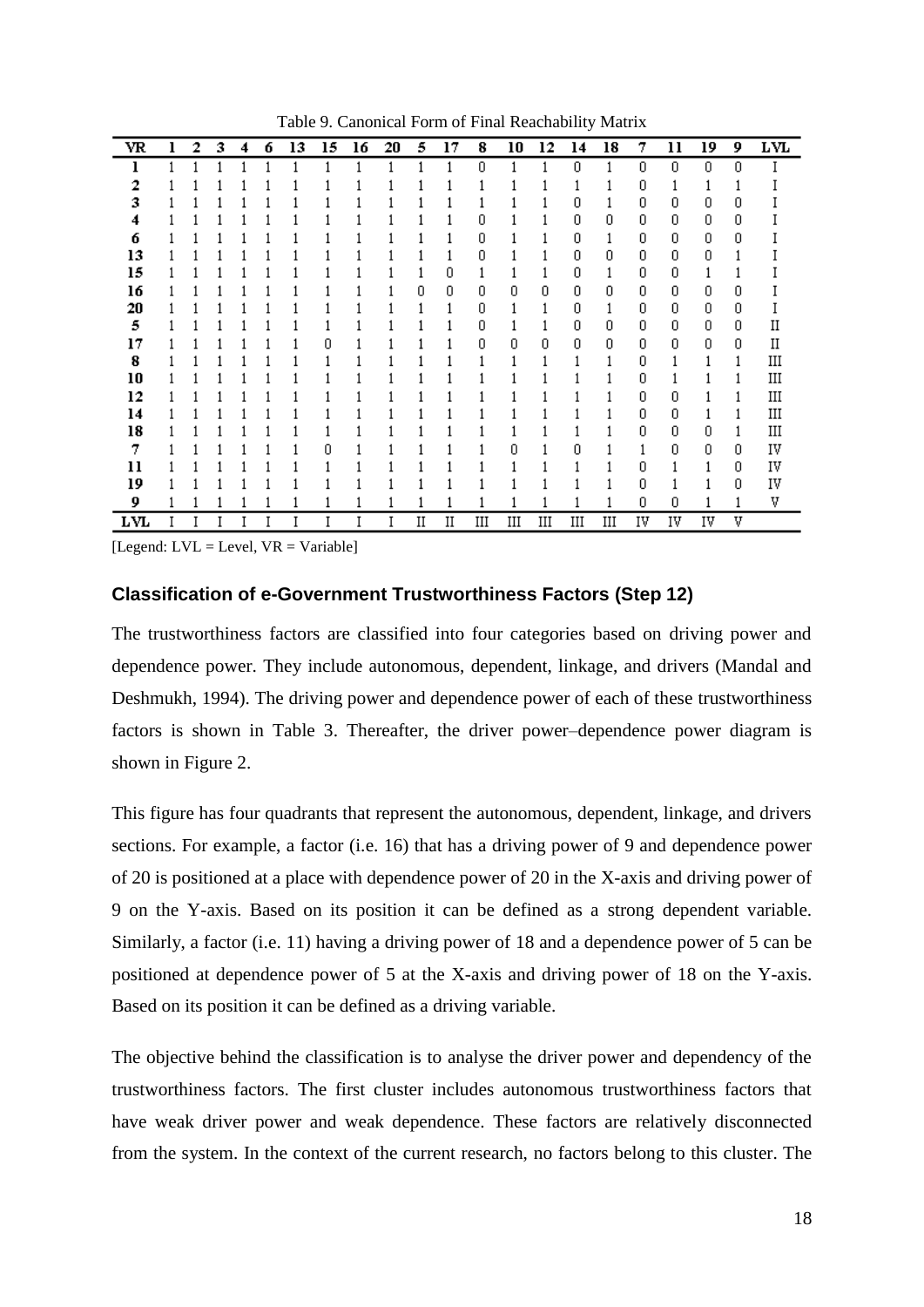Table 9. Canonical Form of Final Reachability Matrix

| VR | 1 | 2 | 3 | 4 | 6 | 13 | 15 | 16 | 20 | 5 | 17 | 8 | 10 | 12 | 14 | 18 | 7 | 11 | 19 | 9 | LVL |
|---|---|---|---|---|---|---|---|---|---|---|---|---|---|---|---|---|---|---|---|---|---|
| 1 | 1 | 1 | 1 | 1 | 1 | 1 | 1 | 1 | 1 | 1 | 1 | 0 | 1 | 1 | 0 | 1 | 0 | 0 | 0 | 0 | I |
| 2 | 1 | 1 | 1 | 1 | 1 | 1 | 1 | 1 | 1 | 1 | 1 | 1 | 1 | 1 | 1 | 1 | 0 | 1 | 1 | 1 | I |
| 3 | 1 | 1 | 1 | 1 | 1 | 1 | 1 | 1 | 1 | 1 | 1 | 1 | 1 | 1 | 0 | 1 | 0 | 0 | 0 | 0 | I |
| 4 | 1 | 1 | 1 | 1 | 1 | 1 | 1 | 1 | 1 | 1 | 1 | 0 | 1 | 1 | 0 | 0 | 0 | 0 | 0 | 0 | I |
| 6 | 1 | 1 | 1 | 1 | 1 | 1 | 1 | 1 | 1 | 1 | 1 | 0 | 1 | 1 | 0 | 1 | 0 | 0 | 0 | 0 | I |
| 13 | 1 | 1 | 1 | 1 | 1 | 1 | 1 | 1 | 1 | 1 | 1 | 0 | 1 | 1 | 0 | 0 | 0 | 0 | 0 | 1 | I |
| 15 | 1 | 1 | 1 | 1 | 1 | 1 | 1 | 1 | 1 | 1 | 0 | 1 | 1 | 1 | 0 | 1 | 0 | 0 | 1 | 1 | I |
| 16 | 1 | 1 | 1 | 1 | 1 | 1 | 1 | 1 | 1 | 0 | 0 | 0 | 0 | 0 | 0 | 0 | 0 | 0 | 0 | 0 | I |
| 20 | 1 | 1 | 1 | 1 | 1 | 1 | 1 | 1 | 1 | 1 | 1 | 0 | 1 | 1 | 0 | 1 | 0 | 0 | 0 | 0 | I |
| 5 | 1 | 1 | 1 | 1 | 1 | 1 | 1 | 1 | 1 | 1 | 1 | 0 | 1 | 1 | 0 | 0 | 0 | 0 | 0 | 0 | II |
| 17 | 1 | 1 | 1 | 1 | 1 | 1 | 0 | 1 | 1 | 1 | 1 | 0 | 0 | 0 | 0 | 0 | 0 | 0 | 0 | 0 | II |
| 8 | 1 | 1 | 1 | 1 | 1 | 1 | 1 | 1 | 1 | 1 | 1 | 1 | 1 | 1 | 1 | 1 | 0 | 1 | 1 | 1 | III |
| 10 | 1 | 1 | 1 | 1 | 1 | 1 | 1 | 1 | 1 | 1 | 1 | 1 | 1 | 1 | 1 | 1 | 0 | 1 | 1 | 1 | III |
| 12 | 1 | 1 | 1 | 1 | 1 | 1 | 1 | 1 | 1 | 1 | 1 | 1 | 1 | 1 | 1 | 1 | 0 | 0 | 1 | 1 | III |
| 14 | 1 | 1 | 1 | 1 | 1 | 1 | 1 | 1 | 1 | 1 | 1 | 1 | 1 | 1 | 1 | 1 | 0 | 0 | 1 | 1 | III |
| 18 | 1 | 1 | 1 | 1 | 1 | 1 | 1 | 1 | 1 | 1 | 1 | 1 | 1 | 1 | 1 | 1 | 0 | 0 | 0 | 1 | III |
| 7 | 1 | 1 | 1 | 1 | 1 | 1 | 0 | 1 | 1 | 1 | 1 | 1 | 0 | 1 | 0 | 1 | 1 | 0 | 0 | 0 | IV |
| 11 | 1 | 1 | 1 | 1 | 1 | 1 | 1 | 1 | 1 | 1 | 1 | 1 | 1 | 1 | 1 | 1 | 0 | 1 | 1 | 0 | IV |
| 19 | 1 | 1 | 1 | 1 | 1 | 1 | 1 | 1 | 1 | 1 | 1 | 1 | 1 | 1 | 1 | 1 | 0 | 1 | 1 | 0 | IV |
| 9 | 1 | 1 | 1 | 1 | 1 | 1 | 1 | 1 | 1 | 1 | 1 | 1 | 1 | 1 | 1 | 1 | 0 | 0 | 1 | 1 | V |
| LVL | I | I | I | I | I | I | I | I | I | II | II | III | III | III | III | III | IV | IV | IV | V | |

[Legend: LVL = Level, VR = Variable]

### Classification of e-Government Trustworthiness Factors (Step 12)

The trustworthiness factors are classified into four categories based on driving power and dependence power. They include autonomous, dependent, linkage, and drivers (Mandal and Deshmukh, 1994). The driving power and dependence power of each of these trustworthiness factors is shown in Table 3. Thereafter, the driver power–dependence power diagram is shown in Figure 2.

This figure has four quadrants that represent the autonomous, dependent, linkage, and drivers sections. For example, a factor (i.e. 16) that has a driving power of 9 and dependence power of 20 is positioned at a place with dependence power of 20 in the X-axis and driving power of 9 on the Y-axis. Based on its position it can be defined as a strong dependent variable. Similarly, a factor (i.e. 11) having a driving power of 18 and a dependence power of 5 can be positioned at dependence power of 5 at the X-axis and driving power of 18 on the Y-axis. Based on its position it can be defined as a driving variable.

The objective behind the classification is to analyse the driver power and dependency of the trustworthiness factors. The first cluster includes autonomous trustworthiness factors that have weak driver power and weak dependence. These factors are relatively disconnected from the system. In the context of the current research, no factors belong to this cluster. The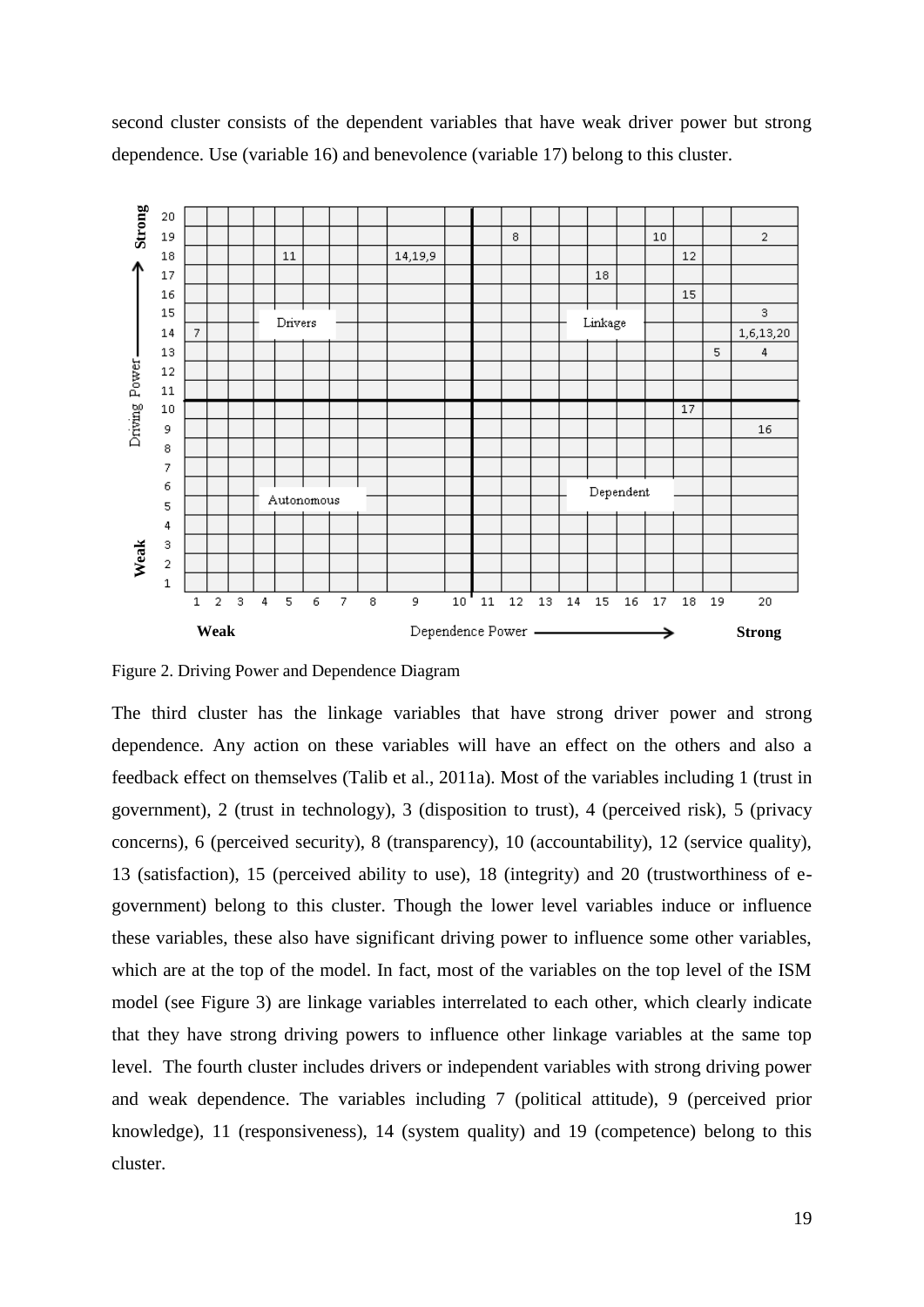second cluster consists of the dependent variables that have weak driver power but strong dependence. Use (variable 16) and benevolence (variable 17) belong to this cluster.

Figure 2. Driving Power and Dependence Diagram

The third cluster has the linkage variables that have strong driver power and strong dependence. Any action on these variables will have an effect on the others and also a feedback effect on themselves (Talib et al., 2011a). Most of the variables including 1 (trust in government), 2 (trust in technology), 3 (disposition to trust), 4 (perceived risk), 5 (privacy concerns), 6 (perceived security), 8 (transparency), 10 (accountability), 12 (service quality), 13 (satisfaction), 15 (perceived ability to use), 18 (integrity) and 20 (trustworthiness of e-government) belong to this cluster. Though the lower level variables induce or influence these variables, these also have significant driving power to influence some other variables, which are at the top of the model. In fact, most of the variables on the top level of the ISM model (see Figure 3) are linkage variables interrelated to each other, which clearly indicate that they have strong driving powers to influence other linkage variables at the same top level. The fourth cluster includes drivers or independent variables with strong driving power and weak dependence. The variables including 7 (political attitude), 9 (perceived prior knowledge), 11 (responsiveness), 14 (system quality) and 19 (competence) belong to this cluster.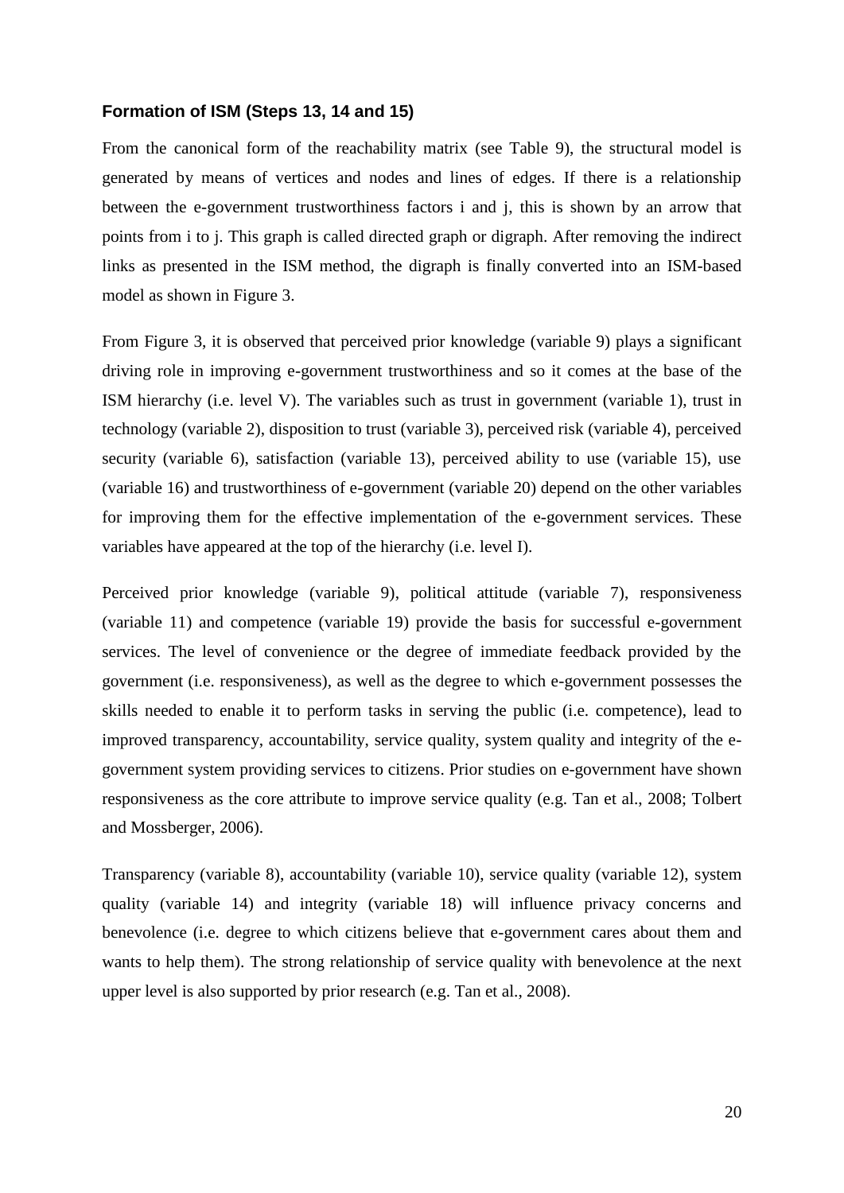### Formation of ISM (Steps 13, 14 and 15)

From the canonical form of the reachability matrix (see Table 9), the structural model is generated by means of vertices and nodes and lines of edges. If there is a relationship between the e-government trustworthiness factors i and j, this is shown by an arrow that points from i to j. This graph is called directed graph or digraph. After removing the indirect links as presented in the ISM method, the digraph is finally converted into an ISM-based model as shown in Figure 3.

From Figure 3, it is observed that perceived prior knowledge (variable 9) plays a significant driving role in improving e-government trustworthiness and so it comes at the base of the ISM hierarchy (i.e. level V). The variables such as trust in government (variable 1), trust in technology (variable 2), disposition to trust (variable 3), perceived risk (variable 4), perceived security (variable 6), satisfaction (variable 13), perceived ability to use (variable 15), use (variable 16) and trustworthiness of e-government (variable 20) depend on the other variables for improving them for the effective implementation of the e-government services. These variables have appeared at the top of the hierarchy (i.e. level I).

Perceived prior knowledge (variable 9), political attitude (variable 7), responsiveness (variable 11) and competence (variable 19) provide the basis for successful e-government services. The level of convenience or the degree of immediate feedback provided by the government (i.e. responsiveness), as well as the degree to which e-government possesses the skills needed to enable it to perform tasks in serving the public (i.e. competence), lead to improved transparency, accountability, service quality, system quality and integrity of the e-government system providing services to citizens. Prior studies on e-government have shown responsiveness as the core attribute to improve service quality (e.g. Tan et al., 2008; Tolbert and Mossberger, 2006).

Transparency (variable 8), accountability (variable 10), service quality (variable 12), system quality (variable 14) and integrity (variable 18) will influence privacy concerns and benevolence (i.e. degree to which citizens believe that e-government cares about them and wants to help them). The strong relationship of service quality with benevolence at the next upper level is also supported by prior research (e.g. Tan et al., 2008).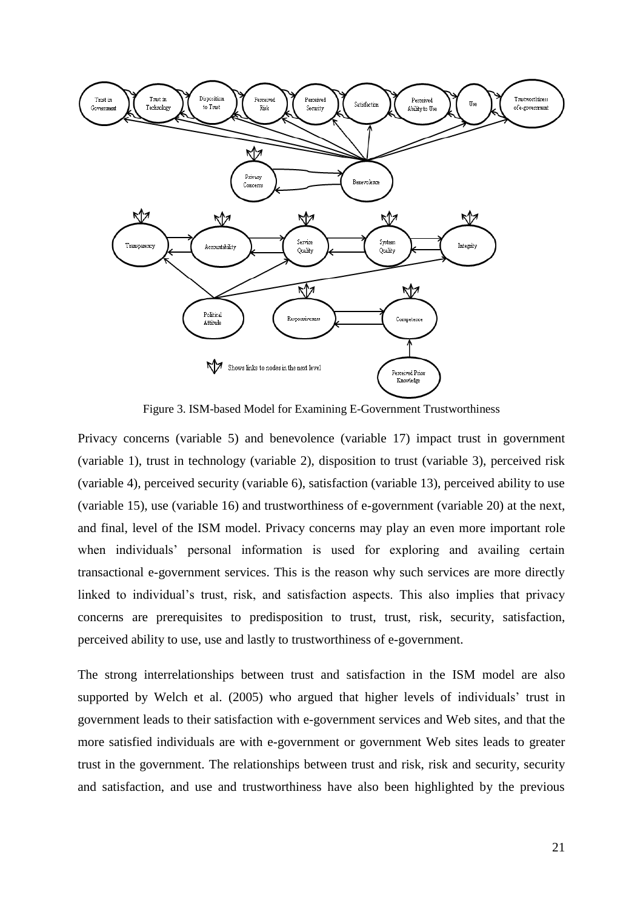Figure 3. ISM-based Model for Examining E-Government Trustworthiness

Privacy concerns (variable 5) and benevolence (variable 17) impact trust in government (variable 1), trust in technology (variable 2), disposition to trust (variable 3), perceived risk (variable 4), perceived security (variable 6), satisfaction (variable 13), perceived ability to use (variable 15), use (variable 16) and trustworthiness of e-government (variable 20) at the next, and final, level of the ISM model. Privacy concerns may play an even more important role when individuals' personal information is used for exploring and availing certain transactional e-government services. This is the reason why such services are more directly linked to individual's trust, risk, and satisfaction aspects. This also implies that privacy concerns are prerequisites to predisposition to trust, trust, risk, security, satisfaction, perceived ability to use, use and lastly to trustworthiness of e-government.

The strong interrelationships between trust and satisfaction in the ISM model are also supported by Welch et al. (2005) who argued that higher levels of individuals' trust in government leads to their satisfaction with e-government services and Web sites, and that the more satisfied individuals are with e-government or government Web sites leads to greater trust in the government. The relationships between trust and risk, risk and security, security and satisfaction, and use and trustworthiness have also been highlighted by the previous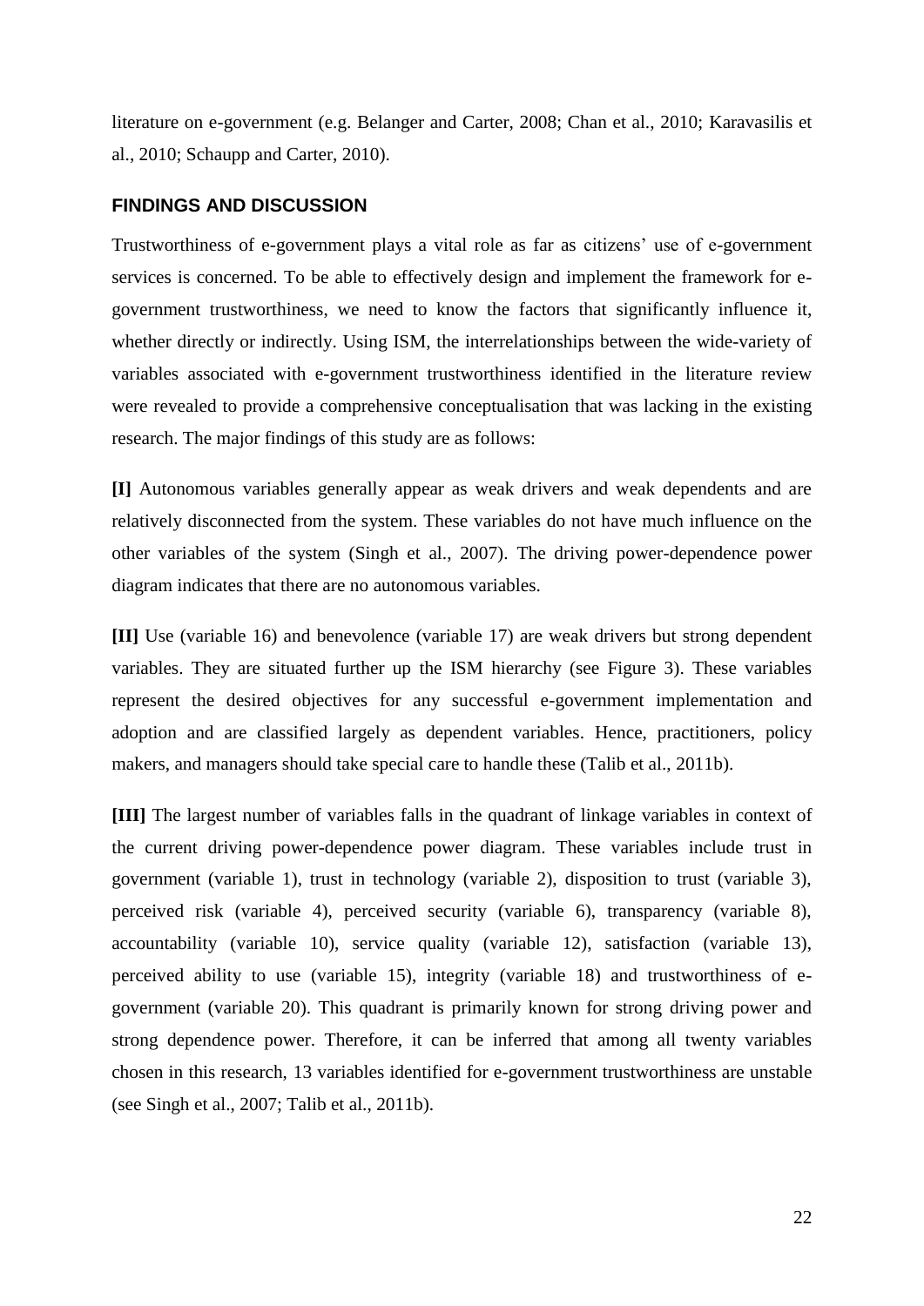literature on e-government (e.g. Belanger and Carter, 2008; Chan et al., 2010; Karavasilis et al., 2010; Schaupp and Carter, 2010).

## FINDINGS AND DISCUSSION

Trustworthiness of e-government plays a vital role as far as citizens' use of e-government services is concerned. To be able to effectively design and implement the framework for e-government trustworthiness, we need to know the factors that significantly influence it, whether directly or indirectly. Using ISM, the interrelationships between the wide-variety of variables associated with e-government trustworthiness identified in the literature review were revealed to provide a comprehensive conceptualisation that was lacking in the existing research. The major findings of this study are as follows:

**[I]** Autonomous variables generally appear as weak drivers and weak dependents and are relatively disconnected from the system. These variables do not have much influence on the other variables of the system (Singh et al., 2007). The driving power-dependence power diagram indicates that there are no autonomous variables.

**[II]** Use (variable 16) and benevolence (variable 17) are weak drivers but strong dependent variables. They are situated further up the ISM hierarchy (see Figure 3). These variables represent the desired objectives for any successful e-government implementation and adoption and are classified largely as dependent variables. Hence, practitioners, policy makers, and managers should take special care to handle these (Talib et al., 2011b).

**[III]** The largest number of variables falls in the quadrant of linkage variables in context of the current driving power-dependence power diagram. These variables include trust in government (variable 1), trust in technology (variable 2), disposition to trust (variable 3), perceived risk (variable 4), perceived security (variable 6), transparency (variable 8), accountability (variable 10), service quality (variable 12), satisfaction (variable 13), perceived ability to use (variable 15), integrity (variable 18) and trustworthiness of e-government (variable 20). This quadrant is primarily known for strong driving power and strong dependence power. Therefore, it can be inferred that among all twenty variables chosen in this research, 13 variables identified for e-government trustworthiness are unstable (see Singh et al., 2007; Talib et al., 2011b).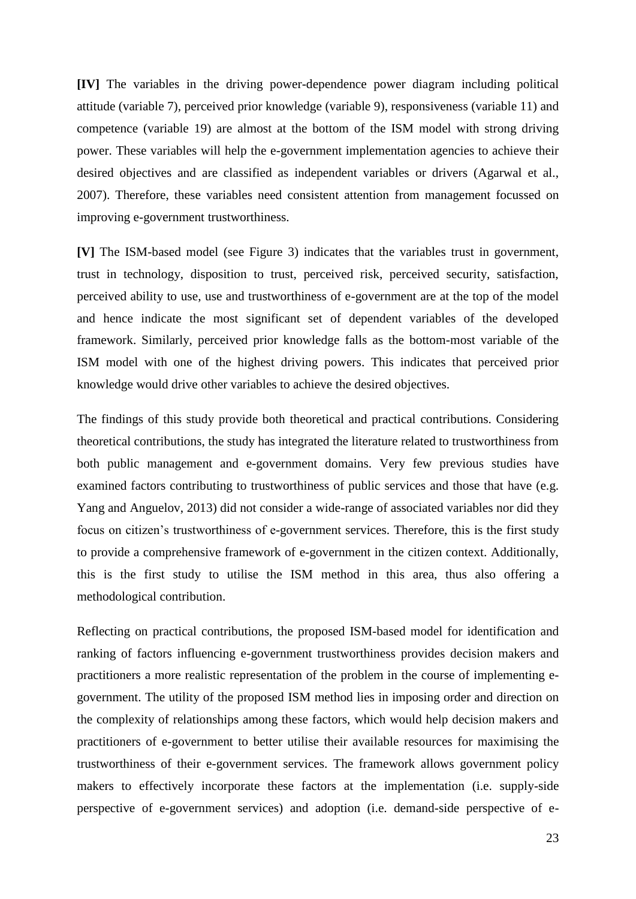**[IV]** The variables in the driving power-dependence power diagram including political attitude (variable 7), perceived prior knowledge (variable 9), responsiveness (variable 11) and competence (variable 19) are almost at the bottom of the ISM model with strong driving power. These variables will help the e-government implementation agencies to achieve their desired objectives and are classified as independent variables or drivers (Agarwal et al., 2007). Therefore, these variables need consistent attention from management focussed on improving e-government trustworthiness.

**[V]** The ISM-based model (see Figure 3) indicates that the variables trust in government, trust in technology, disposition to trust, perceived risk, perceived security, satisfaction, perceived ability to use, use and trustworthiness of e-government are at the top of the model and hence indicate the most significant set of dependent variables of the developed framework. Similarly, perceived prior knowledge falls as the bottom-most variable of the ISM model with one of the highest driving powers. This indicates that perceived prior knowledge would drive other variables to achieve the desired objectives.

The findings of this study provide both theoretical and practical contributions. Considering theoretical contributions, the study has integrated the literature related to trustworthiness from both public management and e-government domains. Very few previous studies have examined factors contributing to trustworthiness of public services and those that have (e.g. Yang and Anguelov, 2013) did not consider a wide-range of associated variables nor did they focus on citizen's trustworthiness of e-government services. Therefore, this is the first study to provide a comprehensive framework of e-government in the citizen context. Additionally, this is the first study to utilise the ISM method in this area, thus also offering a methodological contribution.

Reflecting on practical contributions, the proposed ISM-based model for identification and ranking of factors influencing e-government trustworthiness provides decision makers and practitioners a more realistic representation of the problem in the course of implementing e-government. The utility of the proposed ISM method lies in imposing order and direction on the complexity of relationships among these factors, which would help decision makers and practitioners of e-government to better utilise their available resources for maximising the trustworthiness of their e-government services. The framework allows government policy makers to effectively incorporate these factors at the implementation (i.e. supply-side perspective of e-government services) and adoption (i.e. demand-side perspective of e-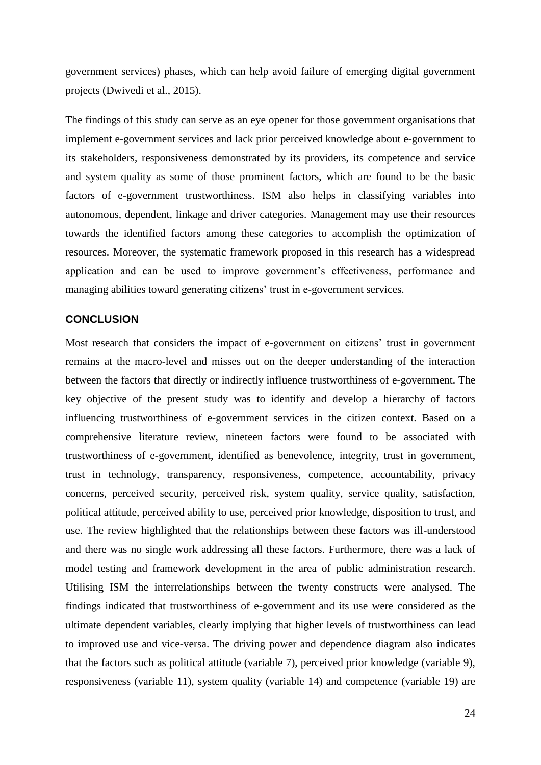government services) phases, which can help avoid failure of emerging digital government projects (Dwivedi et al., 2015).

The findings of this study can serve as an eye opener for those government organisations that implement e-government services and lack prior perceived knowledge about e-government to its stakeholders, responsiveness demonstrated by its providers, its competence and service and system quality as some of those prominent factors, which are found to be the basic factors of e-government trustworthiness. ISM also helps in classifying variables into autonomous, dependent, linkage and driver categories. Management may use their resources towards the identified factors among these categories to accomplish the optimization of resources. Moreover, the systematic framework proposed in this research has a widespread application and can be used to improve government's effectiveness, performance and managing abilities toward generating citizens' trust in e-government services.

## CONCLUSION

Most research that considers the impact of e-government on citizens' trust in government remains at the macro-level and misses out on the deeper understanding of the interaction between the factors that directly or indirectly influence trustworthiness of e-government. The key objective of the present study was to identify and develop a hierarchy of factors influencing trustworthiness of e-government services in the citizen context. Based on a comprehensive literature review, nineteen factors were found to be associated with trustworthiness of e-government, identified as benevolence, integrity, trust in government, trust in technology, transparency, responsiveness, competence, accountability, privacy concerns, perceived security, perceived risk, system quality, service quality, satisfaction, political attitude, perceived ability to use, perceived prior knowledge, disposition to trust, and use. The review highlighted that the relationships between these factors was ill-understood and there was no single work addressing all these factors. Furthermore, there was a lack of model testing and framework development in the area of public administration research. Utilising ISM the interrelationships between the twenty constructs were analysed. The findings indicated that trustworthiness of e-government and its use were considered as the ultimate dependent variables, clearly implying that higher levels of trustworthiness can lead to improved use and vice-versa. The driving power and dependence diagram also indicates that the factors such as political attitude (variable 7), perceived prior knowledge (variable 9), responsiveness (variable 11), system quality (variable 14) and competence (variable 19) are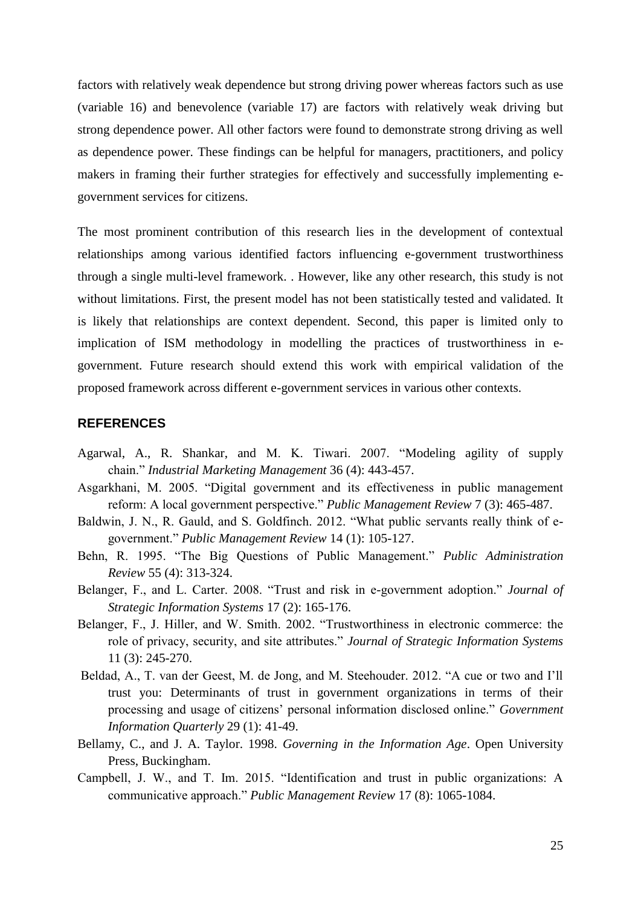factors with relatively weak dependence but strong driving power whereas factors such as use (variable 16) and benevolence (variable 17) are factors with relatively weak driving but strong dependence power. All other factors were found to demonstrate strong driving as well as dependence power. These findings can be helpful for managers, practitioners, and policy makers in framing their further strategies for effectively and successfully implementing e-government services for citizens.

The most prominent contribution of this research lies in the development of contextual relationships among various identified factors influencing e-government trustworthiness through a single multi-level framework. . However, like any other research, this study is not without limitations. First, the present model has not been statistically tested and validated. It is likely that relationships are context dependent. Second, this paper is limited only to implication of ISM methodology in modelling the practices of trustworthiness in e-government. Future research should extend this work with empirical validation of the proposed framework across different e-government services in various other contexts.

## REFERENCES

Agarwal, A., R. Shankar, and M. K. Tiwari. 2007. "Modeling agility of supply chain." *Industrial Marketing Management* 36 (4): 443-457.

Asgarkhani, M. 2005. "Digital government and its effectiveness in public management reform: A local government perspective." *Public Management Review* 7 (3): 465-487.

Baldwin, J. N., R. Gauld, and S. Goldfinch. 2012. "What public servants really think of e-government." *Public Management Review* 14 (1): 105-127.

Behn, R. 1995. "The Big Questions of Public Management." *Public Administration Review* 55 (4): 313-324.

Belanger, F., and L. Carter. 2008. "Trust and risk in e-government adoption." *Journal of Strategic Information Systems* 17 (2): 165-176.

Belanger, F., J. Hiller, and W. Smith. 2002. "Trustworthiness in electronic commerce: the role of privacy, security, and site attributes." *Journal of Strategic Information Systems* 11 (3): 245-270.

Beldad, A., T. van der Geest, M. de Jong, and M. Steehouder. 2012. "A cue or two and I'll trust you: Determinants of trust in government organizations in terms of their processing and usage of citizens' personal information disclosed online." *Government Information Quarterly* 29 (1): 41-49.

Bellamy, C., and J. A. Taylor. 1998. *Governing in the Information Age*. Open University Press, Buckingham.

Campbell, J. W., and T. Im. 2015. "Identification and trust in public organizations: A communicative approach." *Public Management Review* 17 (8): 1065-1084.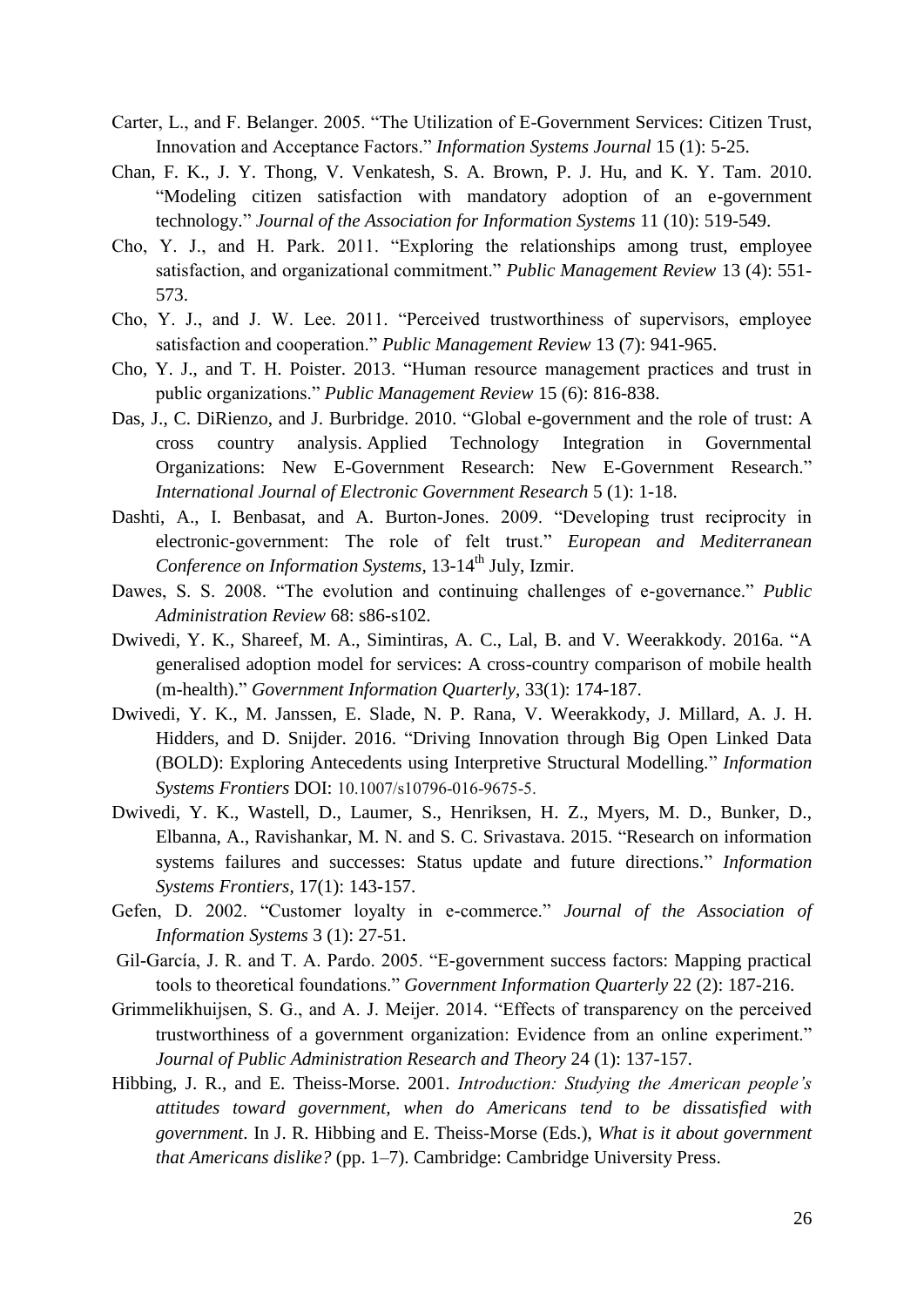Carter, L., and F. Belanger. 2005. "The Utilization of E-Government Services: Citizen Trust, Innovation and Acceptance Factors." *Information Systems Journal* 15 (1): 5-25.

Chan, F. K., J. Y. Thong, V. Venkatesh, S. A. Brown, P. J. Hu, and K. Y. Tam. 2010. "Modeling citizen satisfaction with mandatory adoption of an e-government technology." *Journal of the Association for Information Systems* 11 (10): 519-549.

Cho, Y. J., and H. Park. 2011. "Exploring the relationships among trust, employee satisfaction, and organizational commitment." *Public Management Review* 13 (4): 551-573.

Cho, Y. J., and J. W. Lee. 2011. "Perceived trustworthiness of supervisors, employee satisfaction and cooperation." *Public Management Review* 13 (7): 941-965.

Cho, Y. J., and T. H. Poister. 2013. "Human resource management practices and trust in public organizations." *Public Management Review* 15 (6): 816-838.

Das, J., C. DiRienzo, and J. Burbridge. 2010. "Global e-government and the role of trust: A cross country analysis. Applied Technology Integration in Governmental Organizations: New E-Government Research: New E-Government Research." *International Journal of Electronic Government Research* 5 (1): 1-18.

Dashti, A., I. Benbasat, and A. Burton-Jones. 2009. "Developing trust reciprocity in electronic-government: The role of felt trust." *European and Mediterranean Conference on Information Systems*, 13-14th July, Izmir.

Dawes, S. S. 2008. "The evolution and continuing challenges of e-governance." *Public Administration Review* 68: s86-s102.

Dwivedi, Y. K., Shareef, M. A., Simintiras, A. C., Lal, B. and V. Weerakkody. 2016a. "A generalised adoption model for services: A cross-country comparison of mobile health (m-health)." *Government Information Quarterly*, 33(1): 174-187.

Dwivedi, Y. K., M. Janssen, E. Slade, N. P. Rana, V. Weerakkody, J. Millard, A. J. H. Hidders, and D. Snijder. 2016. "Driving Innovation through Big Open Linked Data (BOLD): Exploring Antecedents using Interpretive Structural Modelling." *Information Systems Frontiers* DOI: 10.1007/s10796-016-9675-5.

Dwivedi, Y. K., Wastell, D., Laumer, S., Henriksen, H. Z., Myers, M. D., Bunker, D., Elbanna, A., Ravishankar, M. N. and S. C. Srivastava. 2015. "Research on information systems failures and successes: Status update and future directions." *Information Systems Frontiers*, 17(1): 143-157.

Gefen, D. 2002. "Customer loyalty in e-commerce." *Journal of the Association of Information Systems* 3 (1): 27-51.

Gil-García, J. R. and T. A. Pardo. 2005. "E-government success factors: Mapping practical tools to theoretical foundations." *Government Information Quarterly* 22 (2): 187-216.

Grimmelikhuijsen, S. G., and A. J. Meijer. 2014. "Effects of transparency on the perceived trustworthiness of a government organization: Evidence from an online experiment." *Journal of Public Administration Research and Theory* 24 (1): 137-157.

Hibbing, J. R., and E. Theiss-Morse. 2001. *Introduction: Studying the American people's attitudes toward government, when do Americans tend to be dissatisfied with government*. In J. R. Hibbing and E. Theiss-Morse (Eds.), *What is it about government that Americans dislike?* (pp. 1–7). Cambridge: Cambridge University Press.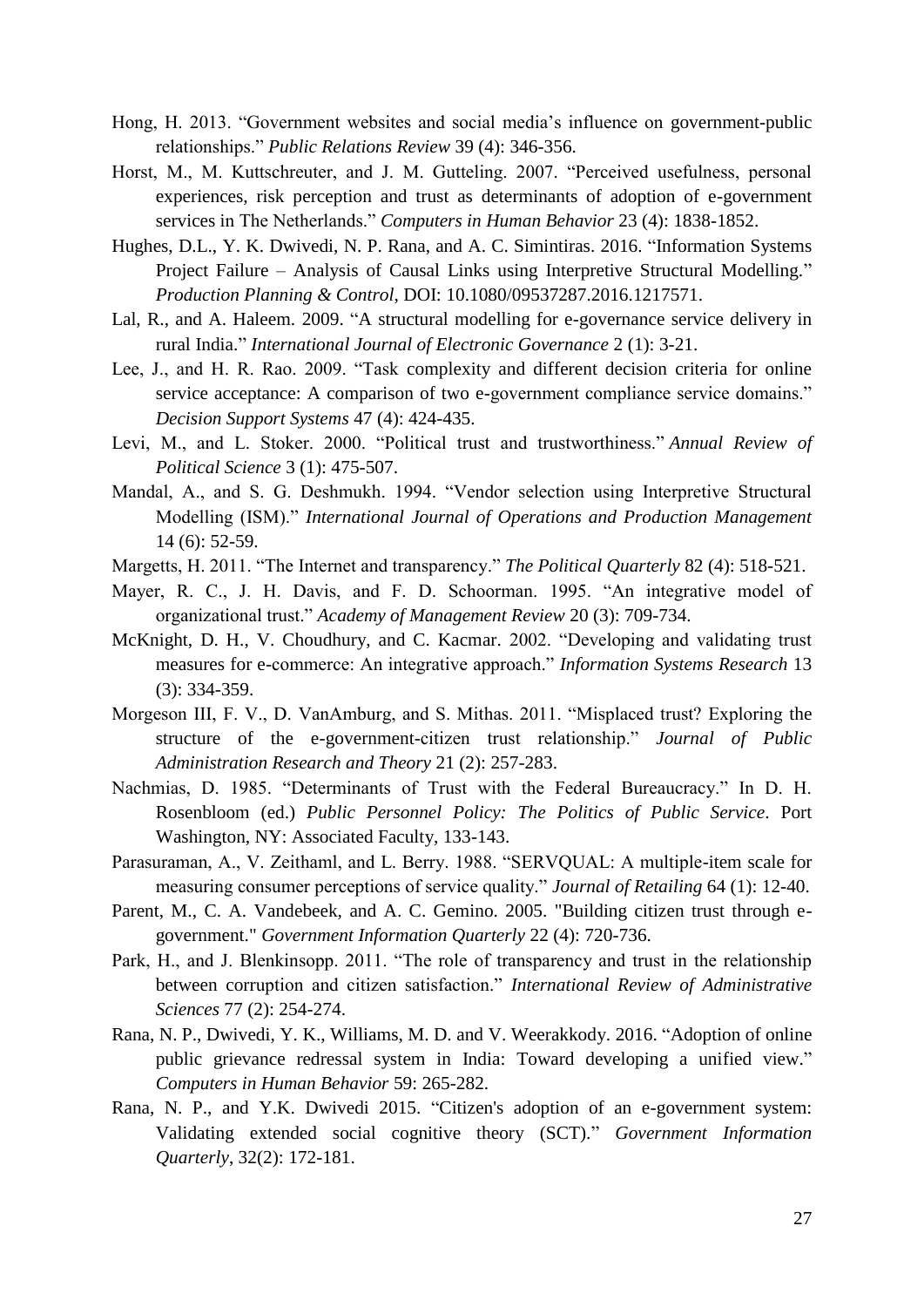Hong, H. 2013. "Government websites and social media's influence on government-public relationships." *Public Relations Review* 39 (4): 346-356.

Horst, M., M. Kuttschreuter, and J. M. Gutteling. 2007. "Perceived usefulness, personal experiences, risk perception and trust as determinants of adoption of e-government services in The Netherlands." *Computers in Human Behavior* 23 (4): 1838-1852.

Hughes, D.L., Y. K. Dwivedi, N. P. Rana, and A. C. Simintiras. 2016. "Information Systems Project Failure – Analysis of Causal Links using Interpretive Structural Modelling." *Production Planning & Control*, DOI: 10.1080/09537287.2016.1217571.

Lal, R., and A. Haleem. 2009. "A structural modelling for e-governance service delivery in rural India." *International Journal of Electronic Governance* 2 (1): 3-21.

Lee, J., and H. R. Rao. 2009. "Task complexity and different decision criteria for online service acceptance: A comparison of two e-government compliance service domains." *Decision Support Systems* 47 (4): 424-435.

Levi, M., and L. Stoker. 2000. "Political trust and trustworthiness." *Annual Review of Political Science* 3 (1): 475-507.

Mandal, A., and S. G. Deshmukh. 1994. "Vendor selection using Interpretive Structural Modelling (ISM)." *International Journal of Operations and Production Management* 14 (6): 52-59.

Margetts, H. 2011. "The Internet and transparency." *The Political Quarterly* 82 (4): 518-521.

Mayer, R. C., J. H. Davis, and F. D. Schoorman. 1995. "An integrative model of organizational trust." *Academy of Management Review* 20 (3): 709-734.

McKnight, D. H., V. Choudhury, and C. Kacmar. 2002. "Developing and validating trust measures for e-commerce: An integrative approach." *Information Systems Research* 13 (3): 334-359.

Morgeson III, F. V., D. VanAmburg, and S. Mithas. 2011. "Misplaced trust? Exploring the structure of the e-government-citizen trust relationship." *Journal of Public Administration Research and Theory* 21 (2): 257-283.

Nachmias, D. 1985. "Determinants of Trust with the Federal Bureaucracy." In D. H. Rosenbloom (ed.) *Public Personnel Policy: The Politics of Public Service*. Port Washington, NY: Associated Faculty, 133-143.

Parasuraman, A., V. Zeithaml, and L. Berry. 1988. "SERVQUAL: A multiple-item scale for measuring consumer perceptions of service quality." *Journal of Retailing* 64 (1): 12-40.

Parent, M., C. A. Vandebeek, and A. C. Gemino. 2005. "Building citizen trust through e-government." *Government Information Quarterly* 22 (4): 720-736.

Park, H., and J. Blenkinsopp. 2011. "The role of transparency and trust in the relationship between corruption and citizen satisfaction." *International Review of Administrative Sciences* 77 (2): 254-274.

Rana, N. P., Dwivedi, Y. K., Williams, M. D. and V. Weerakkody. 2016. "Adoption of online public grievance redressal system in India: Toward developing a unified view." *Computers in Human Behavior* 59: 265-282.

Rana, N. P., and Y.K. Dwivedi 2015. "Citizen's adoption of an e-government system: Validating extended social cognitive theory (SCT)." *Government Information Quarterly*, 32(2): 172-181.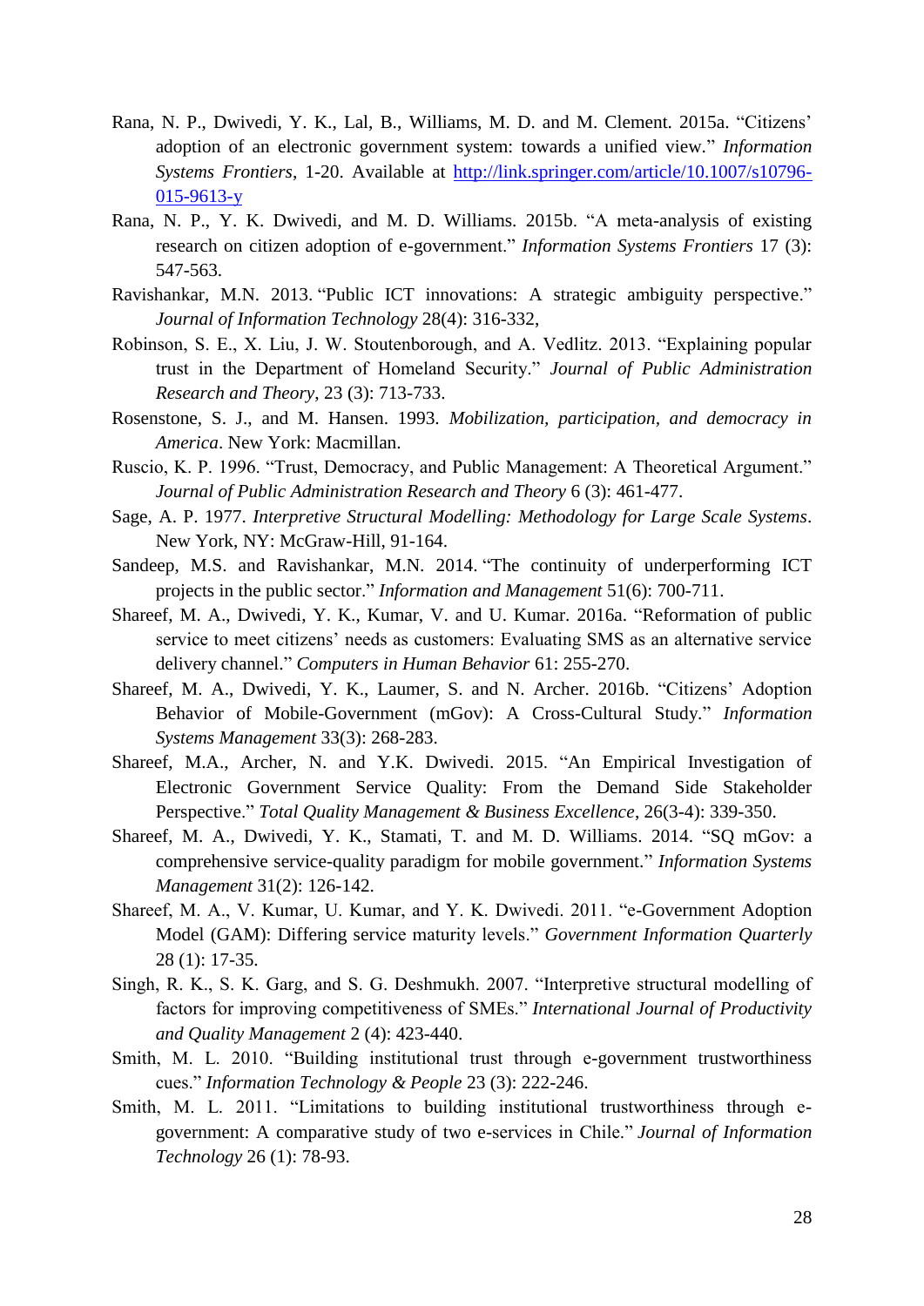Rana, N. P., Dwivedi, Y. K., Lal, B., Williams, M. D. and M. Clement. 2015a. "Citizens' adoption of an electronic government system: towards a unified view." *Information Systems Frontiers*, 1-20. Available at http://link.springer.com/article/10.1007/s10796-015-9613-y

Rana, N. P., Y. K. Dwivedi, and M. D. Williams. 2015b. "A meta-analysis of existing research on citizen adoption of e-government." *Information Systems Frontiers* 17 (3): 547-563.

Ravishankar, M.N. 2013. "Public ICT innovations: A strategic ambiguity perspective." *Journal of Information Technology* 28(4): 316-332,

Robinson, S. E., X. Liu, J. W. Stoutenborough, and A. Vedlitz. 2013. "Explaining popular trust in the Department of Homeland Security." *Journal of Public Administration Research and Theory*, 23 (3): 713-733.

Rosenstone, S. J., and M. Hansen. 1993. *Mobilization, participation, and democracy in America*. New York: Macmillan.

Ruscio, K. P. 1996. "Trust, Democracy, and Public Management: A Theoretical Argument." *Journal of Public Administration Research and Theory* 6 (3): 461-477.

Sage, A. P. 1977. *Interpretive Structural Modelling: Methodology for Large Scale Systems*. New York, NY: McGraw-Hill, 91-164.

Sandeep, M.S. and Ravishankar, M.N. 2014. "The continuity of underperforming ICT projects in the public sector." *Information and Management* 51(6): 700-711.

Shareef, M. A., Dwivedi, Y. K., Kumar, V. and U. Kumar. 2016a. "Reformation of public service to meet citizens' needs as customers: Evaluating SMS as an alternative service delivery channel." *Computers in Human Behavior* 61: 255-270.

Shareef, M. A., Dwivedi, Y. K., Laumer, S. and N. Archer. 2016b. "Citizens' Adoption Behavior of Mobile-Government (mGov): A Cross-Cultural Study." *Information Systems Management* 33(3): 268-283.

Shareef, M.A., Archer, N. and Y.K. Dwivedi. 2015. "An Empirical Investigation of Electronic Government Service Quality: From the Demand Side Stakeholder Perspective." *Total Quality Management & Business Excellence*, 26(3-4): 339-350.

Shareef, M. A., Dwivedi, Y. K., Stamati, T. and M. D. Williams. 2014. "SQ mGov: a comprehensive service-quality paradigm for mobile government." *Information Systems Management* 31(2): 126-142.

Shareef, M. A., V. Kumar, U. Kumar, and Y. K. Dwivedi. 2011. "e-Government Adoption Model (GAM): Differing service maturity levels." *Government Information Quarterly* 28 (1): 17-35.

Singh, R. K., S. K. Garg, and S. G. Deshmukh. 2007. "Interpretive structural modelling of factors for improving competitiveness of SMEs." *International Journal of Productivity and Quality Management* 2 (4): 423-440.

Smith, M. L. 2010. "Building institutional trust through e-government trustworthiness cues." *Information Technology & People* 23 (3): 222-246.

Smith, M. L. 2011. "Limitations to building institutional trustworthiness through e-government: A comparative study of two e-services in Chile." *Journal of Information Technology* 26 (1): 78-93.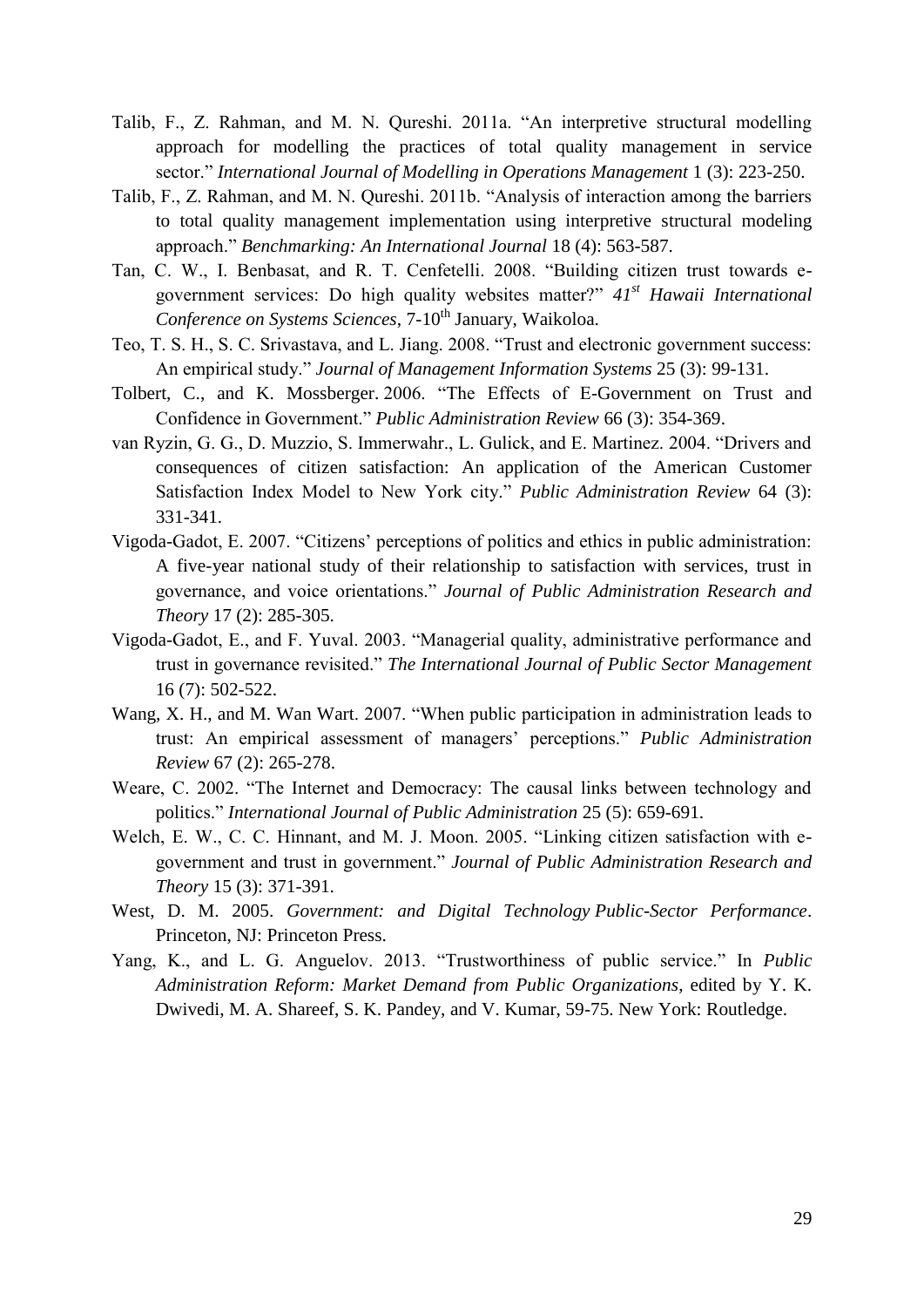Talib, F., Z. Rahman, and M. N. Qureshi. 2011a. "An interpretive structural modelling approach for modelling the practices of total quality management in service sector." *International Journal of Modelling in Operations Management* 1 (3): 223-250.

Talib, F., Z. Rahman, and M. N. Qureshi. 2011b. "Analysis of interaction among the barriers to total quality management implementation using interpretive structural modeling approach." *Benchmarking: An International Journal* 18 (4): 563-587.

Tan, C. W., I. Benbasat, and R. T. Cenfetelli. 2008. "Building citizen trust towards e-government services: Do high quality websites matter?" *41st Hawaii International Conference on Systems Sciences*, 7-10th January, Waikoloa.

Teo, T. S. H., S. C. Srivastava, and L. Jiang. 2008. "Trust and electronic government success: An empirical study." *Journal of Management Information Systems* 25 (3): 99-131.

Tolbert, C., and K. Mossberger. 2006. "The Effects of E-Government on Trust and Confidence in Government." *Public Administration Review* 66 (3): 354-369.

van Ryzin, G. G., D. Muzzio, S. Immerwahr., L. Gulick, and E. Martinez. 2004. "Drivers and consequences of citizen satisfaction: An application of the American Customer Satisfaction Index Model to New York city." *Public Administration Review* 64 (3): 331-341.

Vigoda-Gadot, E. 2007. "Citizens' perceptions of politics and ethics in public administration: A five-year national study of their relationship to satisfaction with services, trust in governance, and voice orientations." *Journal of Public Administration Research and Theory* 17 (2): 285-305.

Vigoda-Gadot, E., and F. Yuval. 2003. "Managerial quality, administrative performance and trust in governance revisited." *The International Journal of Public Sector Management* 16 (7): 502-522.

Wang, X. H., and M. Wan Wart. 2007. "When public participation in administration leads to trust: An empirical assessment of managers' perceptions." *Public Administration Review* 67 (2): 265-278.

Weare, C. 2002. "The Internet and Democracy: The causal links between technology and politics." *International Journal of Public Administration* 25 (5): 659-691.

Welch, E. W., C. C. Hinnant, and M. J. Moon. 2005. "Linking citizen satisfaction with e-government and trust in government." *Journal of Public Administration Research and Theory* 15 (3): 371-391.

West, D. M. 2005. *Government: and Digital Technology Public-Sector Performance*. Princeton, NJ: Princeton Press.

Yang, K., and L. G. Anguelov. 2013. "Trustworthiness of public service." In *Public Administration Reform: Market Demand from Public Organizations*, edited by Y. K. Dwivedi, M. A. Shareef, S. K. Pandey, and V. Kumar, 59-75. New York: Routledge.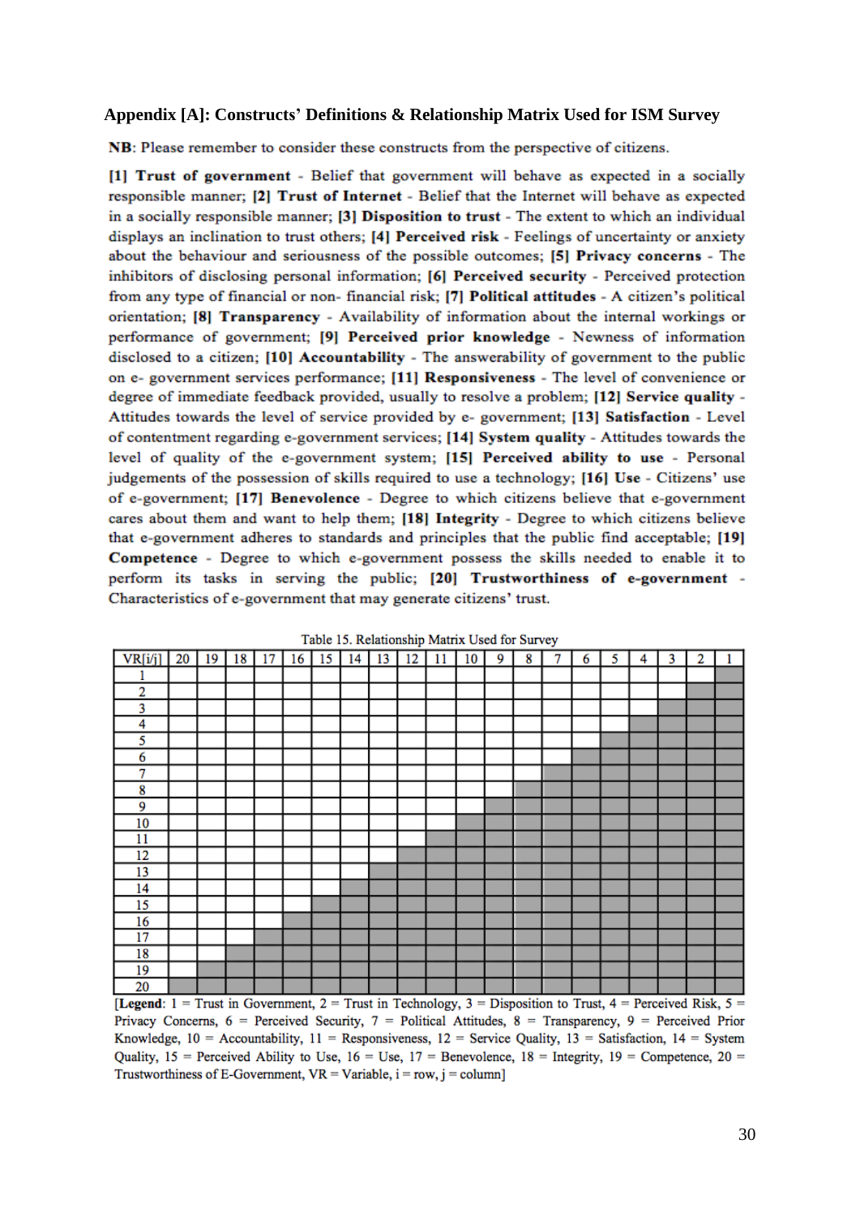### Appendix [A]: Constructs' Definitions & Relationship Matrix Used for ISM Survey

**NB**: Please remember to consider these constructs from the perspective of citizens.

**[1] Trust of government** - Belief that government will behave as expected in a socially responsible manner; **[2] Trust of Internet** - Belief that the Internet will behave as expected in a socially responsible manner; **[3] Disposition to trust** - The extent to which an individual displays an inclination to trust others; **[4] Perceived risk** - Feelings of uncertainty or anxiety about the behaviour and seriousness of the possible outcomes; **[5] Privacy concerns** - The inhibitors of disclosing personal information; **[6] Perceived security** - Perceived protection from any type of financial or non- financial risk; **[7] Political attitudes** - A citizen's political orientation; **[8] Transparency** - Availability of information about the internal workings or performance of government; **[9] Perceived prior knowledge** - Newness of information disclosed to a citizen; **[10] Accountability** - The answerability of government to the public on e- government services performance; **[11] Responsiveness** - The level of convenience or degree of immediate feedback provided, usually to resolve a problem; **[12] Service quality** - Attitudes towards the level of service provided by e- government; **[13] Satisfaction** - Level of contentment regarding e-government services; **[14] System quality** - Attitudes towards the level of quality of the e-government system; **[15] Perceived ability to use** - Personal judgements of the possession of skills required to use a technology; **[16] Use** - Citizens' use of e-government; **[17] Benevolence** - Degree to which citizens believe that e-government cares about them and want to help them; **[18] Integrity** - Degree to which citizens believe that e-government adheres to standards and principles that the public find acceptable; **[19] Competence** - Degree to which e-government possess the skills needed to enable it to perform its tasks in serving the public; **[20] Trustworthiness of e-government** - Characteristics of e-government that may generate citizens' trust.

Table 15. Relationship Matrix Used for Survey

| VR[i/j] | 20 | 19 | 18 | 17 | 16 | 15 | 14 | 13 | 12 | 11 | 10 | 9 | 8 | 7 | 6 | 5 | 4 | 3 | 2 | 1 |
|---|---|---|---|---|---|---|---|---|---|---|---|---|---|---|---|---|---|---|---|---|
| 1 | | | | | | | | | | | | | | | | | | | | |
| 2 | | | | | | | | | | | | | | | | | | | | |
| 3 | | | | | | | | | | | | | | | | | | | | |
| 4 | | | | | | | | | | | | | | | | | | | | |
| 5 | | | | | | | | | | | | | | | | | | | | |
| 6 | | | | | | | | | | | | | | | | | | | | |
| 7 | | | | | | | | | | | | | | | | | | | | |
| 8 | | | | | | | | | | | | | | | | | | | | |
| 9 | | | | | | | | | | | | | | | | | | | | |
| 10 | | | | | | | | | | | | | | | | | | | | |
| 11 | | | | | | | | | | | | | | | | | | | | |
| 12 | | | | | | | | | | | | | | | | | | | | |
| 13 | | | | | | | | | | | | | | | | | | | | |
| 14 | | | | | | | | | | | | | | | | | | | | |
| 15 | | | | | | | | | | | | | | | | | | | | |
| 16 | | | | | | | | | | | | | | | | | | | | |
| 17 | | | | | | | | | | | | | | | | | | | | |
| 18 | | | | | | | | | | | | | | | | | | | | |
| 19 | | | | | | | | | | | | | | | | | | | | |
| 20 | | | | | | | | | | | | | | | | | | | | |

[**Legend**: 1 = Trust in Government, 2 = Trust in Technology, 3 = Disposition to Trust, 4 = Perceived Risk, 5 = Privacy Concerns, 6 = Perceived Security, 7 = Political Attitudes, 8 = Transparency, 9 = Perceived Prior Knowledge, 10 = Accountability, 11 = Responsiveness, 12 = Service Quality, 13 = Satisfaction, 14 = System Quality, 15 = Perceived Ability to Use, 16 = Use, 17 = Benevolence, 18 = Integrity, 19 = Competence, 20 = Trustworthiness of E-Government, VR = Variable, i = row, j = column]